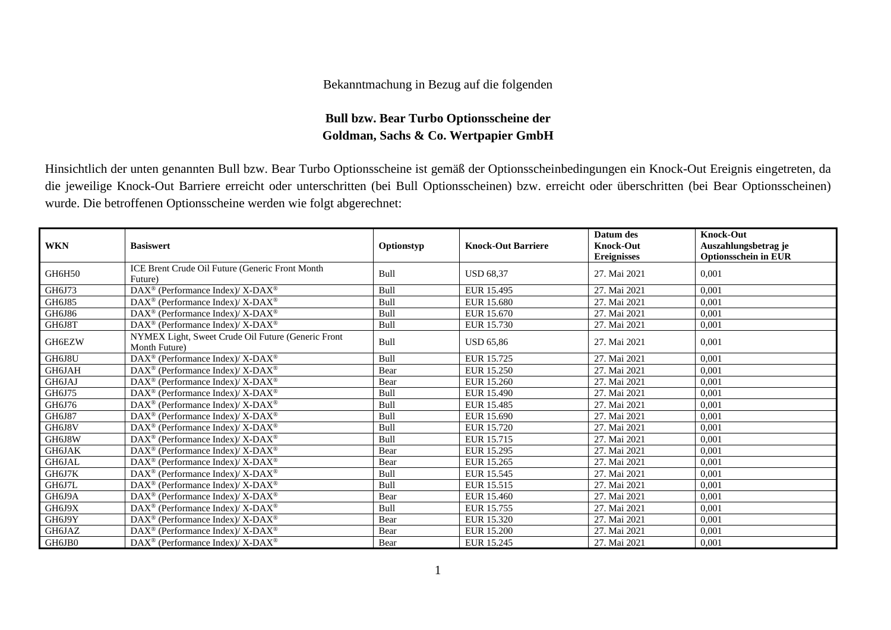Bekanntmachung in Bezug auf die folgenden

**Bull bzw. Bear Turbo Optionsscheine der Goldman, Sachs & Co. Wertpapier GmbH**

Hinsichtlich der unten genannten Bull bzw. Bear Turbo Optionsscheine ist gemäß der Optionsscheinbedingungen ein Knock-Out Ereignis eingetreten, da die jeweilige Knock-Out Barriere erreicht oder unterschritten (bei Bull Optionsscheinen) bzw. erreicht oder überschritten (bei Bear Optionsscheinen) wurde. Die betroffenen Optionsscheine werden wie folgt abgerechnet:

| WKN | Basiswert | Optionstyp | Knock-Out Barriere | Datum des Knock-Out Ereignisses | Knock-Out Auszahlungsbetrag je Optionsschein in EUR |
|---|---|---|---|---|---|
| GH6H50 | ICE Brent Crude Oil Future (Generic Front Month Future) | Bull | USD 68,37 | 27. Mai 2021 | 0,001 |
| GH6J73 | DAX® (Performance Index)/ X-DAX® | Bull | EUR 15.495 | 27. Mai 2021 | 0,001 |
| GH6J85 | DAX® (Performance Index)/ X-DAX® | Bull | EUR 15.680 | 27. Mai 2021 | 0,001 |
| GH6J86 | DAX® (Performance Index)/ X-DAX® | Bull | EUR 15.670 | 27. Mai 2021 | 0,001 |
| GH6J8T | DAX® (Performance Index)/ X-DAX® | Bull | EUR 15.730 | 27. Mai 2021 | 0,001 |
| GH6EZW | NYMEX Light, Sweet Crude Oil Future (Generic Front Month Future) | Bull | USD 65,86 | 27. Mai 2021 | 0,001 |
| GH6J8U | DAX® (Performance Index)/ X-DAX® | Bull | EUR 15.725 | 27. Mai 2021 | 0,001 |
| GH6JAH | DAX® (Performance Index)/ X-DAX® | Bear | EUR 15.250 | 27. Mai 2021 | 0,001 |
| GH6JAJ | DAX® (Performance Index)/ X-DAX® | Bear | EUR 15.260 | 27. Mai 2021 | 0,001 |
| GH6J75 | DAX® (Performance Index)/ X-DAX® | Bull | EUR 15.490 | 27. Mai 2021 | 0,001 |
| GH6J76 | DAX® (Performance Index)/ X-DAX® | Bull | EUR 15.485 | 27. Mai 2021 | 0,001 |
| GH6J87 | DAX® (Performance Index)/ X-DAX® | Bull | EUR 15.690 | 27. Mai 2021 | 0,001 |
| GH6J8V | DAX® (Performance Index)/ X-DAX® | Bull | EUR 15.720 | 27. Mai 2021 | 0,001 |
| GH6J8W | DAX® (Performance Index)/ X-DAX® | Bull | EUR 15.715 | 27. Mai 2021 | 0,001 |
| GH6JAK | DAX® (Performance Index)/ X-DAX® | Bear | EUR 15.295 | 27. Mai 2021 | 0,001 |
| GH6JAL | DAX® (Performance Index)/ X-DAX® | Bear | EUR 15.265 | 27. Mai 2021 | 0,001 |
| GH6J7K | DAX® (Performance Index)/ X-DAX® | Bull | EUR 15.545 | 27. Mai 2021 | 0,001 |
| GH6J7L | DAX® (Performance Index)/ X-DAX® | Bull | EUR 15.515 | 27. Mai 2021 | 0,001 |
| GH6J9A | DAX® (Performance Index)/ X-DAX® | Bear | EUR 15.460 | 27. Mai 2021 | 0,001 |
| GH6J9X | DAX® (Performance Index)/ X-DAX® | Bull | EUR 15.755 | 27. Mai 2021 | 0,001 |
| GH6J9Y | DAX® (Performance Index)/ X-DAX® | Bear | EUR 15.320 | 27. Mai 2021 | 0,001 |
| GH6JAZ | DAX® (Performance Index)/ X-DAX® | Bear | EUR 15.200 | 27. Mai 2021 | 0,001 |
| GH6JB0 | DAX® (Performance Index)/ X-DAX® | Bear | EUR 15.245 | 27. Mai 2021 | 0,001 |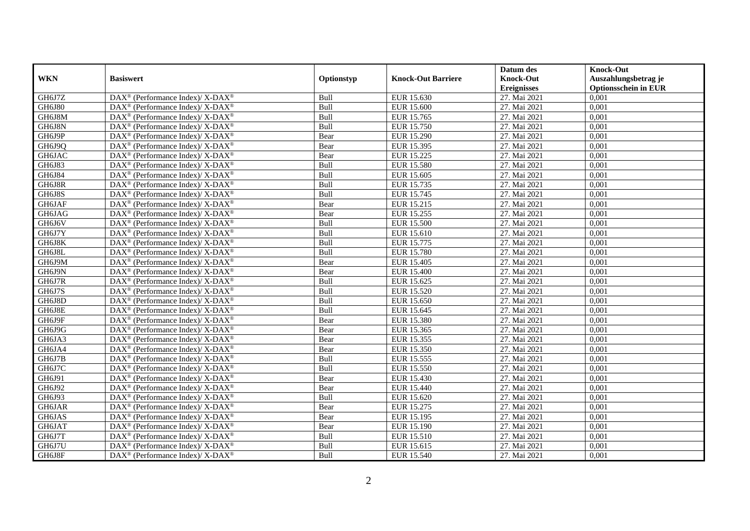| WKN | Basiswert | Optionstyp | Knock-Out Barriere | Datum des Knock-Out Ereignisses | Knock-Out Auszahlungsbetrag je Optionsschein in EUR |
|---|---|---|---|---|---|
| GH6J7Z | DAX® (Performance Index)/ X-DAX® | Bull | EUR 15.630 | 27. Mai 2021 | 0,001 |
| GH6J80 | DAX® (Performance Index)/ X-DAX® | Bull | EUR 15.600 | 27. Mai 2021 | 0,001 |
| GH6J8M | DAX® (Performance Index)/ X-DAX® | Bull | EUR 15.765 | 27. Mai 2021 | 0,001 |
| GH6J8N | DAX® (Performance Index)/ X-DAX® | Bull | EUR 15.750 | 27. Mai 2021 | 0,001 |
| GH6J9P | DAX® (Performance Index)/ X-DAX® | Bear | EUR 15.290 | 27. Mai 2021 | 0,001 |
| GH6J9Q | DAX® (Performance Index)/ X-DAX® | Bear | EUR 15.395 | 27. Mai 2021 | 0,001 |
| GH6JAC | DAX® (Performance Index)/ X-DAX® | Bear | EUR 15.225 | 27. Mai 2021 | 0,001 |
| GH6J83 | DAX® (Performance Index)/ X-DAX® | Bull | EUR 15.580 | 27. Mai 2021 | 0,001 |
| GH6J84 | DAX® (Performance Index)/ X-DAX® | Bull | EUR 15.605 | 27. Mai 2021 | 0,001 |
| GH6J8R | DAX® (Performance Index)/ X-DAX® | Bull | EUR 15.735 | 27. Mai 2021 | 0,001 |
| GH6J8S | DAX® (Performance Index)/ X-DAX® | Bull | EUR 15.745 | 27. Mai 2021 | 0,001 |
| GH6JAF | DAX® (Performance Index)/ X-DAX® | Bear | EUR 15.215 | 27. Mai 2021 | 0,001 |
| GH6JAG | DAX® (Performance Index)/ X-DAX® | Bear | EUR 15.255 | 27. Mai 2021 | 0,001 |
| GH6J6V | DAX® (Performance Index)/ X-DAX® | Bull | EUR 15.500 | 27. Mai 2021 | 0,001 |
| GH6J7Y | DAX® (Performance Index)/ X-DAX® | Bull | EUR 15.610 | 27. Mai 2021 | 0,001 |
| GH6J8K | DAX® (Performance Index)/ X-DAX® | Bull | EUR 15.775 | 27. Mai 2021 | 0,001 |
| GH6J8L | DAX® (Performance Index)/ X-DAX® | Bull | EUR 15.780 | 27. Mai 2021 | 0,001 |
| GH6J9M | DAX® (Performance Index)/ X-DAX® | Bear | EUR 15.405 | 27. Mai 2021 | 0,001 |
| GH6J9N | DAX® (Performance Index)/ X-DAX® | Bear | EUR 15.400 | 27. Mai 2021 | 0,001 |
| GH6J7R | DAX® (Performance Index)/ X-DAX® | Bull | EUR 15.625 | 27. Mai 2021 | 0,001 |
| GH6J7S | DAX® (Performance Index)/ X-DAX® | Bull | EUR 15.520 | 27. Mai 2021 | 0,001 |
| GH6J8D | DAX® (Performance Index)/ X-DAX® | Bull | EUR 15.650 | 27. Mai 2021 | 0,001 |
| GH6J8E | DAX® (Performance Index)/ X-DAX® | Bull | EUR 15.645 | 27. Mai 2021 | 0,001 |
| GH6J9F | DAX® (Performance Index)/ X-DAX® | Bear | EUR 15.380 | 27. Mai 2021 | 0,001 |
| GH6J9G | DAX® (Performance Index)/ X-DAX® | Bear | EUR 15.365 | 27. Mai 2021 | 0,001 |
| GH6JA3 | DAX® (Performance Index)/ X-DAX® | Bear | EUR 15.355 | 27. Mai 2021 | 0,001 |
| GH6JA4 | DAX® (Performance Index)/ X-DAX® | Bear | EUR 15.350 | 27. Mai 2021 | 0,001 |
| GH6J7B | DAX® (Performance Index)/ X-DAX® | Bull | EUR 15.555 | 27. Mai 2021 | 0,001 |
| GH6J7C | DAX® (Performance Index)/ X-DAX® | Bull | EUR 15.550 | 27. Mai 2021 | 0,001 |
| GH6J91 | DAX® (Performance Index)/ X-DAX® | Bear | EUR 15.430 | 27. Mai 2021 | 0,001 |
| GH6J92 | DAX® (Performance Index)/ X-DAX® | Bear | EUR 15.440 | 27. Mai 2021 | 0,001 |
| GH6J93 | DAX® (Performance Index)/ X-DAX® | Bull | EUR 15.620 | 27. Mai 2021 | 0,001 |
| GH6JAR | DAX® (Performance Index)/ X-DAX® | Bear | EUR 15.275 | 27. Mai 2021 | 0,001 |
| GH6JAS | DAX® (Performance Index)/ X-DAX® | Bear | EUR 15.195 | 27. Mai 2021 | 0,001 |
| GH6JAT | DAX® (Performance Index)/ X-DAX® | Bear | EUR 15.190 | 27. Mai 2021 | 0,001 |
| GH6J7T | DAX® (Performance Index)/ X-DAX® | Bull | EUR 15.510 | 27. Mai 2021 | 0,001 |
| GH6J7U | DAX® (Performance Index)/ X-DAX® | Bull | EUR 15.615 | 27. Mai 2021 | 0,001 |
| GH6J8F | DAX® (Performance Index)/ X-DAX® | Bull | EUR 15.540 | 27. Mai 2021 | 0,001 |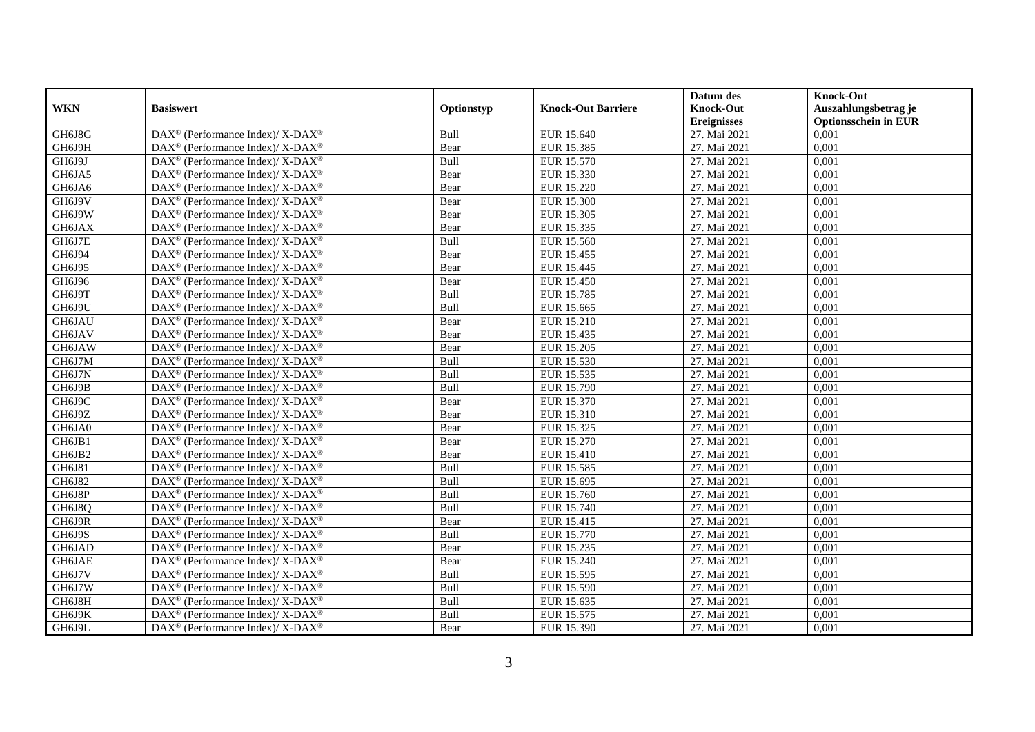| WKN | Basiswert | Optionstyp | Knock-Out Barriere | Datum des Knock-Out Ereignisses | Knock-Out Auszahlungsbetrag je Optionsschein in EUR |
|---|---|---|---|---|---|
| GH6J8G | DAX® (Performance Index)/ X-DAX® | Bull | EUR 15.640 | 27. Mai 2021 | 0,001 |
| GH6J9H | DAX® (Performance Index)/ X-DAX® | Bear | EUR 15.385 | 27. Mai 2021 | 0,001 |
| GH6J9J | DAX® (Performance Index)/ X-DAX® | Bull | EUR 15.570 | 27. Mai 2021 | 0,001 |
| GH6JA5 | DAX® (Performance Index)/ X-DAX® | Bear | EUR 15.330 | 27. Mai 2021 | 0,001 |
| GH6JA6 | DAX® (Performance Index)/ X-DAX® | Bear | EUR 15.220 | 27. Mai 2021 | 0,001 |
| GH6J9V | DAX® (Performance Index)/ X-DAX® | Bear | EUR 15.300 | 27. Mai 2021 | 0,001 |
| GH6J9W | DAX® (Performance Index)/ X-DAX® | Bear | EUR 15.305 | 27. Mai 2021 | 0,001 |
| GH6JAX | DAX® (Performance Index)/ X-DAX® | Bear | EUR 15.335 | 27. Mai 2021 | 0,001 |
| GH6J7E | DAX® (Performance Index)/ X-DAX® | Bull | EUR 15.560 | 27. Mai 2021 | 0,001 |
| GH6J94 | DAX® (Performance Index)/ X-DAX® | Bear | EUR 15.455 | 27. Mai 2021 | 0,001 |
| GH6J95 | DAX® (Performance Index)/ X-DAX® | Bear | EUR 15.445 | 27. Mai 2021 | 0,001 |
| GH6J96 | DAX® (Performance Index)/ X-DAX® | Bear | EUR 15.450 | 27. Mai 2021 | 0,001 |
| GH6J9T | DAX® (Performance Index)/ X-DAX® | Bull | EUR 15.785 | 27. Mai 2021 | 0,001 |
| GH6J9U | DAX® (Performance Index)/ X-DAX® | Bull | EUR 15.665 | 27. Mai 2021 | 0,001 |
| GH6JAU | DAX® (Performance Index)/ X-DAX® | Bear | EUR 15.210 | 27. Mai 2021 | 0,001 |
| GH6JAV | DAX® (Performance Index)/ X-DAX® | Bear | EUR 15.435 | 27. Mai 2021 | 0,001 |
| GH6JAW | DAX® (Performance Index)/ X-DAX® | Bear | EUR 15.205 | 27. Mai 2021 | 0,001 |
| GH6J7M | DAX® (Performance Index)/ X-DAX® | Bull | EUR 15.530 | 27. Mai 2021 | 0,001 |
| GH6J7N | DAX® (Performance Index)/ X-DAX® | Bull | EUR 15.535 | 27. Mai 2021 | 0,001 |
| GH6J9B | DAX® (Performance Index)/ X-DAX® | Bull | EUR 15.790 | 27. Mai 2021 | 0,001 |
| GH6J9C | DAX® (Performance Index)/ X-DAX® | Bear | EUR 15.370 | 27. Mai 2021 | 0,001 |
| GH6J9Z | DAX® (Performance Index)/ X-DAX® | Bear | EUR 15.310 | 27. Mai 2021 | 0,001 |
| GH6JA0 | DAX® (Performance Index)/ X-DAX® | Bear | EUR 15.325 | 27. Mai 2021 | 0,001 |
| GH6JB1 | DAX® (Performance Index)/ X-DAX® | Bear | EUR 15.270 | 27. Mai 2021 | 0,001 |
| GH6JB2 | DAX® (Performance Index)/ X-DAX® | Bear | EUR 15.410 | 27. Mai 2021 | 0,001 |
| GH6J81 | DAX® (Performance Index)/ X-DAX® | Bull | EUR 15.585 | 27. Mai 2021 | 0,001 |
| GH6J82 | DAX® (Performance Index)/ X-DAX® | Bull | EUR 15.695 | 27. Mai 2021 | 0,001 |
| GH6J8P | DAX® (Performance Index)/ X-DAX® | Bull | EUR 15.760 | 27. Mai 2021 | 0,001 |
| GH6J8Q | DAX® (Performance Index)/ X-DAX® | Bull | EUR 15.740 | 27. Mai 2021 | 0,001 |
| GH6J9R | DAX® (Performance Index)/ X-DAX® | Bear | EUR 15.415 | 27. Mai 2021 | 0,001 |
| GH6J9S | DAX® (Performance Index)/ X-DAX® | Bull | EUR 15.770 | 27. Mai 2021 | 0,001 |
| GH6JAD | DAX® (Performance Index)/ X-DAX® | Bear | EUR 15.235 | 27. Mai 2021 | 0,001 |
| GH6JAE | DAX® (Performance Index)/ X-DAX® | Bear | EUR 15.240 | 27. Mai 2021 | 0,001 |
| GH6J7V | DAX® (Performance Index)/ X-DAX® | Bull | EUR 15.595 | 27. Mai 2021 | 0,001 |
| GH6J7W | DAX® (Performance Index)/ X-DAX® | Bull | EUR 15.590 | 27. Mai 2021 | 0,001 |
| GH6J8H | DAX® (Performance Index)/ X-DAX® | Bull | EUR 15.635 | 27. Mai 2021 | 0,001 |
| GH6J9K | DAX® (Performance Index)/ X-DAX® | Bull | EUR 15.575 | 27. Mai 2021 | 0,001 |
| GH6J9L | DAX® (Performance Index)/ X-DAX® | Bear | EUR 15.390 | 27. Mai 2021 | 0,001 |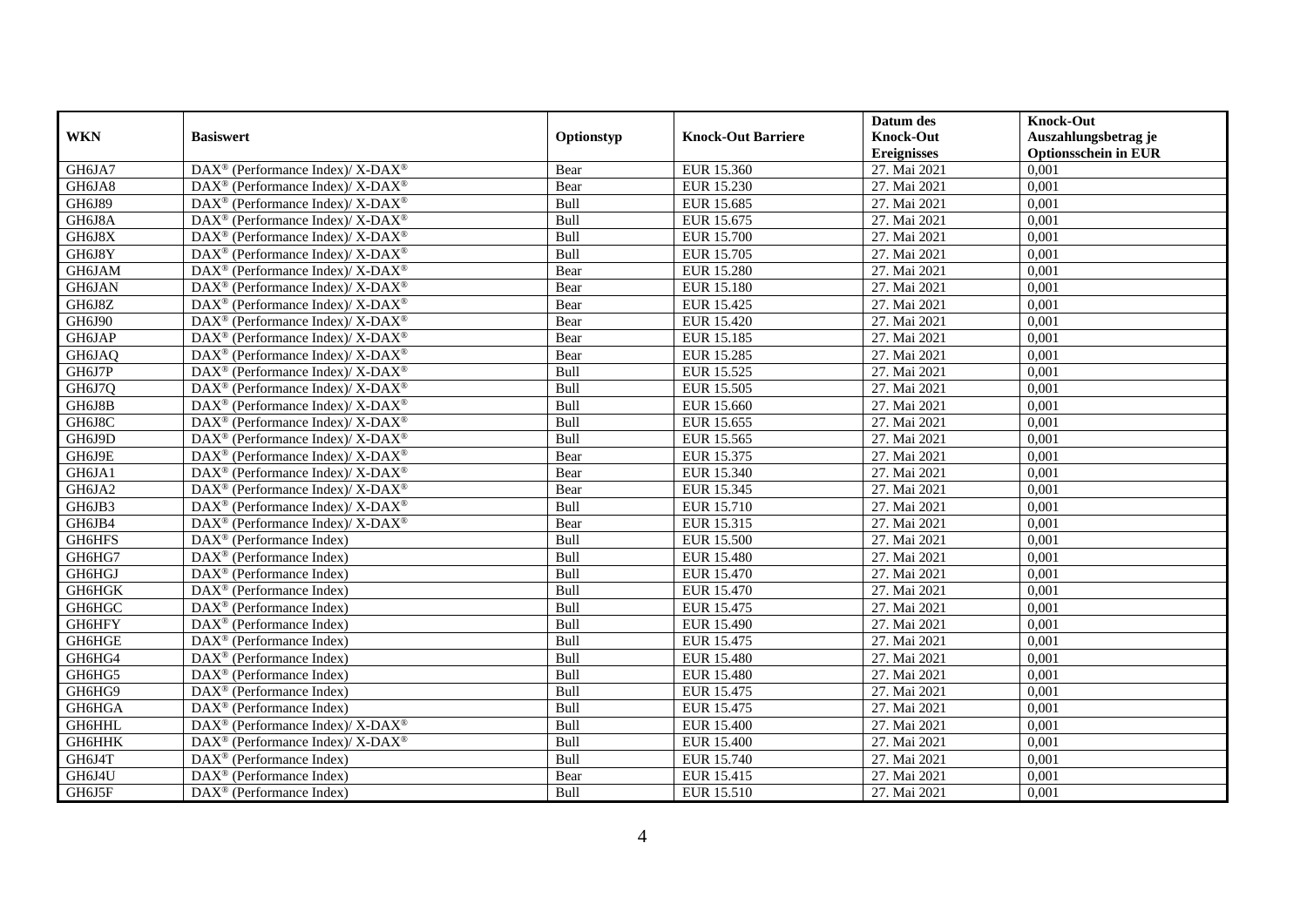| WKN | Basiswert | Optionstyp | Knock-Out Barriere | Datum des Knock-Out Ereignisses | Knock-Out Auszahlungsbetrag je Optionsschein in EUR |
|---|---|---|---|---|---|
| GH6JA7 | DAX® (Performance Index)/ X-DAX® | Bear | EUR 15.360 | 27. Mai 2021 | 0,001 |
| GH6JA8 | DAX® (Performance Index)/ X-DAX® | Bear | EUR 15.230 | 27. Mai 2021 | 0,001 |
| GH6J89 | DAX® (Performance Index)/ X-DAX® | Bull | EUR 15.685 | 27. Mai 2021 | 0,001 |
| GH6J8A | DAX® (Performance Index)/ X-DAX® | Bull | EUR 15.675 | 27. Mai 2021 | 0,001 |
| GH6J8X | DAX® (Performance Index)/ X-DAX® | Bull | EUR 15.700 | 27. Mai 2021 | 0,001 |
| GH6J8Y | DAX® (Performance Index)/ X-DAX® | Bull | EUR 15.705 | 27. Mai 2021 | 0,001 |
| GH6JAM | DAX® (Performance Index)/ X-DAX® | Bear | EUR 15.280 | 27. Mai 2021 | 0,001 |
| GH6JAN | DAX® (Performance Index)/ X-DAX® | Bear | EUR 15.180 | 27. Mai 2021 | 0,001 |
| GH6J8Z | DAX® (Performance Index)/ X-DAX® | Bear | EUR 15.425 | 27. Mai 2021 | 0,001 |
| GH6J90 | DAX® (Performance Index)/ X-DAX® | Bear | EUR 15.420 | 27. Mai 2021 | 0,001 |
| GH6JAP | DAX® (Performance Index)/ X-DAX® | Bear | EUR 15.185 | 27. Mai 2021 | 0,001 |
| GH6JAQ | DAX® (Performance Index)/ X-DAX® | Bear | EUR 15.285 | 27. Mai 2021 | 0,001 |
| GH6J7P | DAX® (Performance Index)/ X-DAX® | Bull | EUR 15.525 | 27. Mai 2021 | 0,001 |
| GH6J7Q | DAX® (Performance Index)/ X-DAX® | Bull | EUR 15.505 | 27. Mai 2021 | 0,001 |
| GH6J8B | DAX® (Performance Index)/ X-DAX® | Bull | EUR 15.660 | 27. Mai 2021 | 0,001 |
| GH6J8C | DAX® (Performance Index)/ X-DAX® | Bull | EUR 15.655 | 27. Mai 2021 | 0,001 |
| GH6J9D | DAX® (Performance Index)/ X-DAX® | Bull | EUR 15.565 | 27. Mai 2021 | 0,001 |
| GH6J9E | DAX® (Performance Index)/ X-DAX® | Bear | EUR 15.375 | 27. Mai 2021 | 0,001 |
| GH6JA1 | DAX® (Performance Index)/ X-DAX® | Bear | EUR 15.340 | 27. Mai 2021 | 0,001 |
| GH6JA2 | DAX® (Performance Index)/ X-DAX® | Bear | EUR 15.345 | 27. Mai 2021 | 0,001 |
| GH6JB3 | DAX® (Performance Index)/ X-DAX® | Bull | EUR 15.710 | 27. Mai 2021 | 0,001 |
| GH6JB4 | DAX® (Performance Index)/ X-DAX® | Bear | EUR 15.315 | 27. Mai 2021 | 0,001 |
| GH6HFS | DAX® (Performance Index) | Bull | EUR 15.500 | 27. Mai 2021 | 0,001 |
| GH6HG7 | DAX® (Performance Index) | Bull | EUR 15.480 | 27. Mai 2021 | 0,001 |
| GH6HGJ | DAX® (Performance Index) | Bull | EUR 15.470 | 27. Mai 2021 | 0,001 |
| GH6HGK | DAX® (Performance Index) | Bull | EUR 15.470 | 27. Mai 2021 | 0,001 |
| GH6HGC | DAX® (Performance Index) | Bull | EUR 15.475 | 27. Mai 2021 | 0,001 |
| GH6HFY | DAX® (Performance Index) | Bull | EUR 15.490 | 27. Mai 2021 | 0,001 |
| GH6HGE | DAX® (Performance Index) | Bull | EUR 15.475 | 27. Mai 2021 | 0,001 |
| GH6HG4 | DAX® (Performance Index) | Bull | EUR 15.480 | 27. Mai 2021 | 0,001 |
| GH6HG5 | DAX® (Performance Index) | Bull | EUR 15.480 | 27. Mai 2021 | 0,001 |
| GH6HG9 | DAX® (Performance Index) | Bull | EUR 15.475 | 27. Mai 2021 | 0,001 |
| GH6HGA | DAX® (Performance Index) | Bull | EUR 15.475 | 27. Mai 2021 | 0,001 |
| GH6HHL | DAX® (Performance Index)/ X-DAX® | Bull | EUR 15.400 | 27. Mai 2021 | 0,001 |
| GH6HHK | DAX® (Performance Index)/ X-DAX® | Bull | EUR 15.400 | 27. Mai 2021 | 0,001 |
| GH6J4T | DAX® (Performance Index) | Bull | EUR 15.740 | 27. Mai 2021 | 0,001 |
| GH6J4U | DAX® (Performance Index) | Bear | EUR 15.415 | 27. Mai 2021 | 0,001 |
| GH6J5F | DAX® (Performance Index) | Bull | EUR 15.510 | 27. Mai 2021 | 0,001 |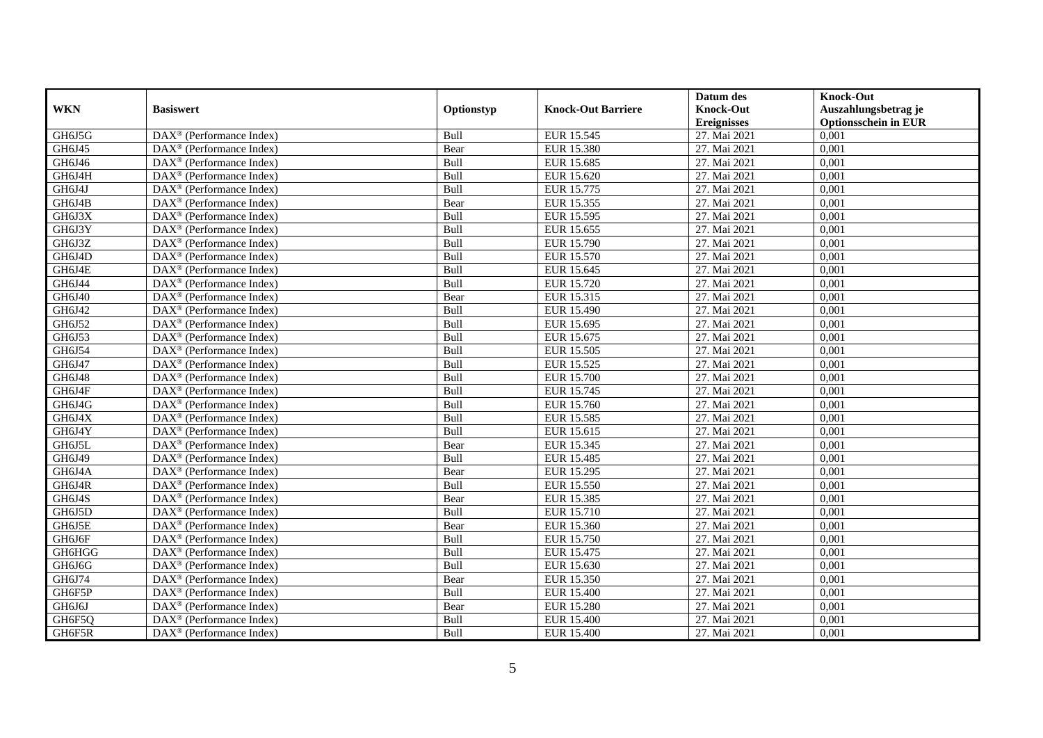| WKN | Basiswert | Optionstyp | Knock-Out Barriere | Datum des Knock-Out Ereignisses | Knock-Out Auszahlungsbetrag je Optionsschein in EUR |
|---|---|---|---|---|---|
| GH6J5G | DAX® (Performance Index) | Bull | EUR 15.545 | 27. Mai 2021 | 0,001 |
| GH6J45 | DAX® (Performance Index) | Bear | EUR 15.380 | 27. Mai 2021 | 0,001 |
| GH6J46 | DAX® (Performance Index) | Bull | EUR 15.685 | 27. Mai 2021 | 0,001 |
| GH6J4H | DAX® (Performance Index) | Bull | EUR 15.620 | 27. Mai 2021 | 0,001 |
| GH6J4J | DAX® (Performance Index) | Bull | EUR 15.775 | 27. Mai 2021 | 0,001 |
| GH6J4B | DAX® (Performance Index) | Bear | EUR 15.355 | 27. Mai 2021 | 0,001 |
| GH6J3X | DAX® (Performance Index) | Bull | EUR 15.595 | 27. Mai 2021 | 0,001 |
| GH6J3Y | DAX® (Performance Index) | Bull | EUR 15.655 | 27. Mai 2021 | 0,001 |
| GH6J3Z | DAX® (Performance Index) | Bull | EUR 15.790 | 27. Mai 2021 | 0,001 |
| GH6J4D | DAX® (Performance Index) | Bull | EUR 15.570 | 27. Mai 2021 | 0,001 |
| GH6J4E | DAX® (Performance Index) | Bull | EUR 15.645 | 27. Mai 2021 | 0,001 |
| GH6J44 | DAX® (Performance Index) | Bull | EUR 15.720 | 27. Mai 2021 | 0,001 |
| GH6J40 | DAX® (Performance Index) | Bear | EUR 15.315 | 27. Mai 2021 | 0,001 |
| GH6J42 | DAX® (Performance Index) | Bull | EUR 15.490 | 27. Mai 2021 | 0,001 |
| GH6J52 | DAX® (Performance Index) | Bull | EUR 15.695 | 27. Mai 2021 | 0,001 |
| GH6J53 | DAX® (Performance Index) | Bull | EUR 15.675 | 27. Mai 2021 | 0,001 |
| GH6J54 | DAX® (Performance Index) | Bull | EUR 15.505 | 27. Mai 2021 | 0,001 |
| GH6J47 | DAX® (Performance Index) | Bull | EUR 15.525 | 27. Mai 2021 | 0,001 |
| GH6J48 | DAX® (Performance Index) | Bull | EUR 15.700 | 27. Mai 2021 | 0,001 |
| GH6J4F | DAX® (Performance Index) | Bull | EUR 15.745 | 27. Mai 2021 | 0,001 |
| GH6J4G | DAX® (Performance Index) | Bull | EUR 15.760 | 27. Mai 2021 | 0,001 |
| GH6J4X | DAX® (Performance Index) | Bull | EUR 15.585 | 27. Mai 2021 | 0,001 |
| GH6J4Y | DAX® (Performance Index) | Bull | EUR 15.615 | 27. Mai 2021 | 0,001 |
| GH6J5L | DAX® (Performance Index) | Bear | EUR 15.345 | 27. Mai 2021 | 0,001 |
| GH6J49 | DAX® (Performance Index) | Bull | EUR 15.485 | 27. Mai 2021 | 0,001 |
| GH6J4A | DAX® (Performance Index) | Bear | EUR 15.295 | 27. Mai 2021 | 0,001 |
| GH6J4R | DAX® (Performance Index) | Bull | EUR 15.550 | 27. Mai 2021 | 0,001 |
| GH6J4S | DAX® (Performance Index) | Bear | EUR 15.385 | 27. Mai 2021 | 0,001 |
| GH6J5D | DAX® (Performance Index) | Bull | EUR 15.710 | 27. Mai 2021 | 0,001 |
| GH6J5E | DAX® (Performance Index) | Bear | EUR 15.360 | 27. Mai 2021 | 0,001 |
| GH6J6F | DAX® (Performance Index) | Bull | EUR 15.750 | 27. Mai 2021 | 0,001 |
| GH6HGG | DAX® (Performance Index) | Bull | EUR 15.475 | 27. Mai 2021 | 0,001 |
| GH6J6G | DAX® (Performance Index) | Bull | EUR 15.630 | 27. Mai 2021 | 0,001 |
| GH6J74 | DAX® (Performance Index) | Bear | EUR 15.350 | 27. Mai 2021 | 0,001 |
| GH6F5P | DAX® (Performance Index) | Bull | EUR 15.400 | 27. Mai 2021 | 0,001 |
| GH6J6J | DAX® (Performance Index) | Bear | EUR 15.280 | 27. Mai 2021 | 0,001 |
| GH6F5Q | DAX® (Performance Index) | Bull | EUR 15.400 | 27. Mai 2021 | 0,001 |
| GH6F5R | DAX® (Performance Index) | Bull | EUR 15.400 | 27. Mai 2021 | 0,001 |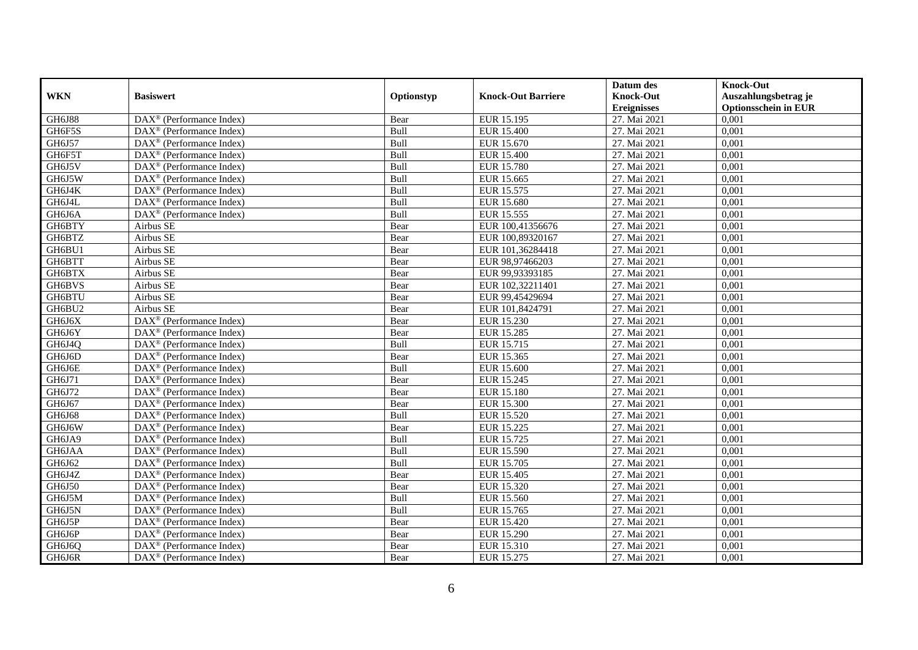| WKN | Basiswert | Optionstyp | Knock-Out Barriere | Datum des Knock-Out Ereignisses | Knock-Out Auszahlungsbetrag je Optionsschein in EUR |
|---|---|---|---|---|---|
| GH6J88 | DAX® (Performance Index) | Bear | EUR 15.195 | 27. Mai 2021 | 0,001 |
| GH6F5S | DAX® (Performance Index) | Bull | EUR 15.400 | 27. Mai 2021 | 0,001 |
| GH6J57 | DAX® (Performance Index) | Bull | EUR 15.670 | 27. Mai 2021 | 0,001 |
| GH6F5T | DAX® (Performance Index) | Bull | EUR 15.400 | 27. Mai 2021 | 0,001 |
| GH6J5V | DAX® (Performance Index) | Bull | EUR 15.780 | 27. Mai 2021 | 0,001 |
| GH6J5W | DAX® (Performance Index) | Bull | EUR 15.665 | 27. Mai 2021 | 0,001 |
| GH6J4K | DAX® (Performance Index) | Bull | EUR 15.575 | 27. Mai 2021 | 0,001 |
| GH6J4L | DAX® (Performance Index) | Bull | EUR 15.680 | 27. Mai 2021 | 0,001 |
| GH6J6A | DAX® (Performance Index) | Bull | EUR 15.555 | 27. Mai 2021 | 0,001 |
| GH6BTY | Airbus SE | Bear | EUR 100,41356676 | 27. Mai 2021 | 0,001 |
| GH6BTZ | Airbus SE | Bear | EUR 100,89320167 | 27. Mai 2021 | 0,001 |
| GH6BU1 | Airbus SE | Bear | EUR 101,36284418 | 27. Mai 2021 | 0,001 |
| GH6BTT | Airbus SE | Bear | EUR 98,97466203 | 27. Mai 2021 | 0,001 |
| GH6BTX | Airbus SE | Bear | EUR 99,93393185 | 27. Mai 2021 | 0,001 |
| GH6BVS | Airbus SE | Bear | EUR 102,32211401 | 27. Mai 2021 | 0,001 |
| GH6BTU | Airbus SE | Bear | EUR 99,45429694 | 27. Mai 2021 | 0,001 |
| GH6BU2 | Airbus SE | Bear | EUR 101,8424791 | 27. Mai 2021 | 0,001 |
| GH6J6X | DAX® (Performance Index) | Bear | EUR 15.230 | 27. Mai 2021 | 0,001 |
| GH6J6Y | DAX® (Performance Index) | Bear | EUR 15.285 | 27. Mai 2021 | 0,001 |
| GH6J4Q | DAX® (Performance Index) | Bull | EUR 15.715 | 27. Mai 2021 | 0,001 |
| GH6J6D | DAX® (Performance Index) | Bear | EUR 15.365 | 27. Mai 2021 | 0,001 |
| GH6J6E | DAX® (Performance Index) | Bull | EUR 15.600 | 27. Mai 2021 | 0,001 |
| GH6J71 | DAX® (Performance Index) | Bear | EUR 15.245 | 27. Mai 2021 | 0,001 |
| GH6J72 | DAX® (Performance Index) | Bear | EUR 15.180 | 27. Mai 2021 | 0,001 |
| GH6J67 | DAX® (Performance Index) | Bear | EUR 15.300 | 27. Mai 2021 | 0,001 |
| GH6J68 | DAX® (Performance Index) | Bull | EUR 15.520 | 27. Mai 2021 | 0,001 |
| GH6J6W | DAX® (Performance Index) | Bear | EUR 15.225 | 27. Mai 2021 | 0,001 |
| GH6JA9 | DAX® (Performance Index) | Bull | EUR 15.725 | 27. Mai 2021 | 0,001 |
| GH6JAA | DAX® (Performance Index) | Bull | EUR 15.590 | 27. Mai 2021 | 0,001 |
| GH6J62 | DAX® (Performance Index) | Bull | EUR 15.705 | 27. Mai 2021 | 0,001 |
| GH6J4Z | DAX® (Performance Index) | Bear | EUR 15.405 | 27. Mai 2021 | 0,001 |
| GH6J50 | DAX® (Performance Index) | Bear | EUR 15.320 | 27. Mai 2021 | 0,001 |
| GH6J5M | DAX® (Performance Index) | Bull | EUR 15.560 | 27. Mai 2021 | 0,001 |
| GH6J5N | DAX® (Performance Index) | Bull | EUR 15.765 | 27. Mai 2021 | 0,001 |
| GH6J5P | DAX® (Performance Index) | Bear | EUR 15.420 | 27. Mai 2021 | 0,001 |
| GH6J6P | DAX® (Performance Index) | Bear | EUR 15.290 | 27. Mai 2021 | 0,001 |
| GH6J6Q | DAX® (Performance Index) | Bear | EUR 15.310 | 27. Mai 2021 | 0,001 |
| GH6J6R | DAX® (Performance Index) | Bear | EUR 15.275 | 27. Mai 2021 | 0,001 |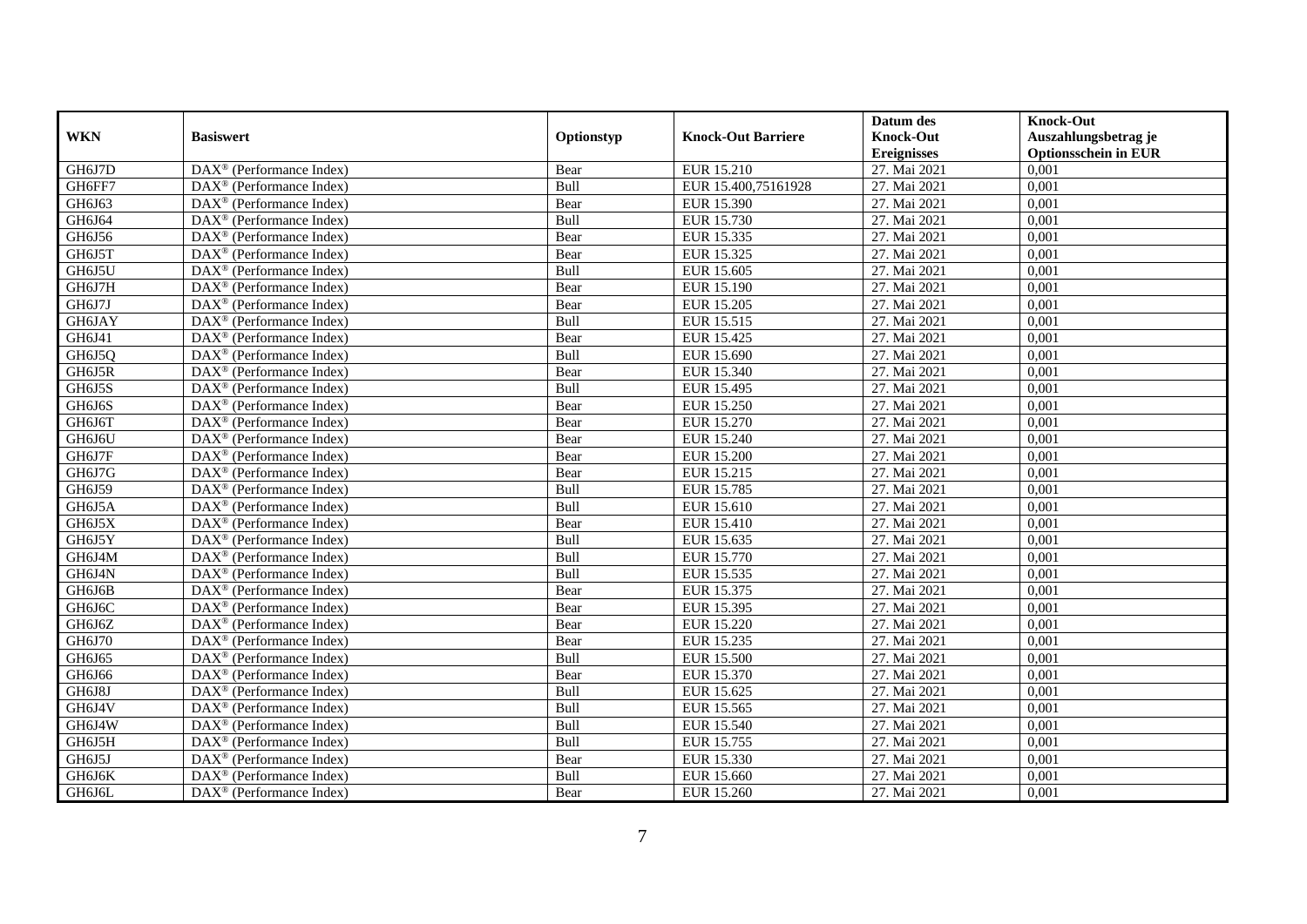| WKN | Basiswert | Optionstyp | Knock-Out Barriere | Datum des Knock-Out Ereignisses | Knock-Out Auszahlungsbetrag je Optionsschein in EUR |
|---|---|---|---|---|---|
| GH6J7D | DAX® (Performance Index) | Bear | EUR 15.210 | 27. Mai 2021 | 0,001 |
| GH6FF7 | DAX® (Performance Index) | Bull | EUR 15.400,75161928 | 27. Mai 2021 | 0,001 |
| GH6J63 | DAX® (Performance Index) | Bear | EUR 15.390 | 27. Mai 2021 | 0,001 |
| GH6J64 | DAX® (Performance Index) | Bull | EUR 15.730 | 27. Mai 2021 | 0,001 |
| GH6J56 | DAX® (Performance Index) | Bear | EUR 15.335 | 27. Mai 2021 | 0,001 |
| GH6J5T | DAX® (Performance Index) | Bear | EUR 15.325 | 27. Mai 2021 | 0,001 |
| GH6J5U | DAX® (Performance Index) | Bull | EUR 15.605 | 27. Mai 2021 | 0,001 |
| GH6J7H | DAX® (Performance Index) | Bear | EUR 15.190 | 27. Mai 2021 | 0,001 |
| GH6J7J | DAX® (Performance Index) | Bear | EUR 15.205 | 27. Mai 2021 | 0,001 |
| GH6JAY | DAX® (Performance Index) | Bull | EUR 15.515 | 27. Mai 2021 | 0,001 |
| GH6J41 | DAX® (Performance Index) | Bear | EUR 15.425 | 27. Mai 2021 | 0,001 |
| GH6J5Q | DAX® (Performance Index) | Bull | EUR 15.690 | 27. Mai 2021 | 0,001 |
| GH6J5R | DAX® (Performance Index) | Bear | EUR 15.340 | 27. Mai 2021 | 0,001 |
| GH6J5S | DAX® (Performance Index) | Bull | EUR 15.495 | 27. Mai 2021 | 0,001 |
| GH6J6S | DAX® (Performance Index) | Bear | EUR 15.250 | 27. Mai 2021 | 0,001 |
| GH6J6T | DAX® (Performance Index) | Bear | EUR 15.270 | 27. Mai 2021 | 0,001 |
| GH6J6U | DAX® (Performance Index) | Bear | EUR 15.240 | 27. Mai 2021 | 0,001 |
| GH6J7F | DAX® (Performance Index) | Bear | EUR 15.200 | 27. Mai 2021 | 0,001 |
| GH6J7G | DAX® (Performance Index) | Bear | EUR 15.215 | 27. Mai 2021 | 0,001 |
| GH6J59 | DAX® (Performance Index) | Bull | EUR 15.785 | 27. Mai 2021 | 0,001 |
| GH6J5A | DAX® (Performance Index) | Bull | EUR 15.610 | 27. Mai 2021 | 0,001 |
| GH6J5X | DAX® (Performance Index) | Bear | EUR 15.410 | 27. Mai 2021 | 0,001 |
| GH6J5Y | DAX® (Performance Index) | Bull | EUR 15.635 | 27. Mai 2021 | 0,001 |
| GH6J4M | DAX® (Performance Index) | Bull | EUR 15.770 | 27. Mai 2021 | 0,001 |
| GH6J4N | DAX® (Performance Index) | Bull | EUR 15.535 | 27. Mai 2021 | 0,001 |
| GH6J6B | DAX® (Performance Index) | Bear | EUR 15.375 | 27. Mai 2021 | 0,001 |
| GH6J6C | DAX® (Performance Index) | Bear | EUR 15.395 | 27. Mai 2021 | 0,001 |
| GH6J6Z | DAX® (Performance Index) | Bear | EUR 15.220 | 27. Mai 2021 | 0,001 |
| GH6J70 | DAX® (Performance Index) | Bear | EUR 15.235 | 27. Mai 2021 | 0,001 |
| GH6J65 | DAX® (Performance Index) | Bull | EUR 15.500 | 27. Mai 2021 | 0,001 |
| GH6J66 | DAX® (Performance Index) | Bear | EUR 15.370 | 27. Mai 2021 | 0,001 |
| GH6J8J | DAX® (Performance Index) | Bull | EUR 15.625 | 27. Mai 2021 | 0,001 |
| GH6J4V | DAX® (Performance Index) | Bull | EUR 15.565 | 27. Mai 2021 | 0,001 |
| GH6J4W | DAX® (Performance Index) | Bull | EUR 15.540 | 27. Mai 2021 | 0,001 |
| GH6J5H | DAX® (Performance Index) | Bull | EUR 15.755 | 27. Mai 2021 | 0,001 |
| GH6J5J | DAX® (Performance Index) | Bear | EUR 15.330 | 27. Mai 2021 | 0,001 |
| GH6J6K | DAX® (Performance Index) | Bull | EUR 15.660 | 27. Mai 2021 | 0,001 |
| GH6J6L | DAX® (Performance Index) | Bear | EUR 15.260 | 27. Mai 2021 | 0,001 |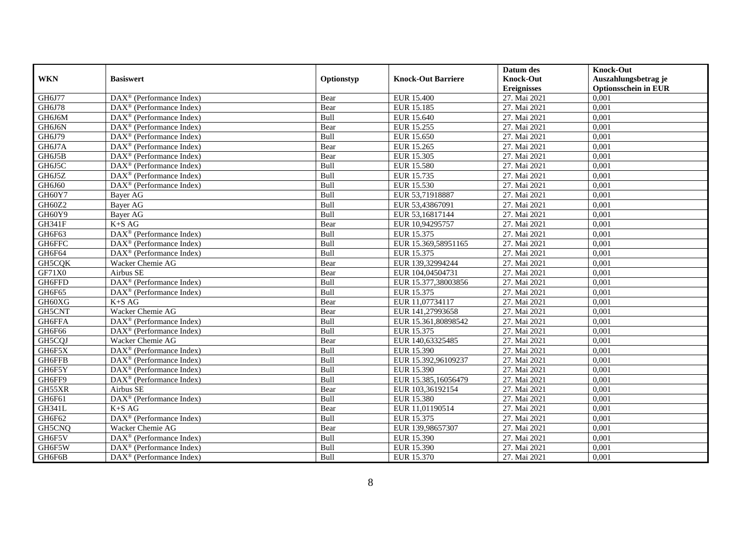| WKN | Basiswert | Optionstyp | Knock-Out Barriere | Datum des Knock-Out Ereignisses | Knock-Out Auszahlungsbetrag je Optionsschein in EUR |
|---|---|---|---|---|---|
| GH6J77 | DAX® (Performance Index) | Bear | EUR 15.400 | 27. Mai 2021 | 0,001 |
| GH6J78 | DAX® (Performance Index) | Bear | EUR 15.185 | 27. Mai 2021 | 0,001 |
| GH6J6M | DAX® (Performance Index) | Bull | EUR 15.640 | 27. Mai 2021 | 0,001 |
| GH6J6N | DAX® (Performance Index) | Bear | EUR 15.255 | 27. Mai 2021 | 0,001 |
| GH6J79 | DAX® (Performance Index) | Bull | EUR 15.650 | 27. Mai 2021 | 0,001 |
| GH6J7A | DAX® (Performance Index) | Bear | EUR 15.265 | 27. Mai 2021 | 0,001 |
| GH6J5B | DAX® (Performance Index) | Bear | EUR 15.305 | 27. Mai 2021 | 0,001 |
| GH6J5C | DAX® (Performance Index) | Bull | EUR 15.580 | 27. Mai 2021 | 0,001 |
| GH6J5Z | DAX® (Performance Index) | Bull | EUR 15.735 | 27. Mai 2021 | 0,001 |
| GH6J60 | DAX® (Performance Index) | Bull | EUR 15.530 | 27. Mai 2021 | 0,001 |
| GH60Y7 | Bayer AG | Bull | EUR 53,71918887 | 27. Mai 2021 | 0,001 |
| GH60Z2 | Bayer AG | Bull | EUR 53,43867091 | 27. Mai 2021 | 0,001 |
| GH60Y9 | Bayer AG | Bull | EUR 53,16817144 | 27. Mai 2021 | 0,001 |
| GH341F | K+S AG | Bear | EUR 10,94295757 | 27. Mai 2021 | 0,001 |
| GH6F63 | DAX® (Performance Index) | Bull | EUR 15.375 | 27. Mai 2021 | 0,001 |
| GH6FFC | DAX® (Performance Index) | Bull | EUR 15.369,58951165 | 27. Mai 2021 | 0,001 |
| GH6F64 | DAX® (Performance Index) | Bull | EUR 15.375 | 27. Mai 2021 | 0,001 |
| GH5CQK | Wacker Chemie AG | Bear | EUR 139,32994244 | 27. Mai 2021 | 0,001 |
| GF71X0 | Airbus SE | Bear | EUR 104,04504731 | 27. Mai 2021 | 0,001 |
| GH6FFD | DAX® (Performance Index) | Bull | EUR 15.377,38003856 | 27. Mai 2021 | 0,001 |
| GH6F65 | DAX® (Performance Index) | Bull | EUR 15.375 | 27. Mai 2021 | 0,001 |
| GH60XG | K+S AG | Bear | EUR 11,07734117 | 27. Mai 2021 | 0,001 |
| GH5CNT | Wacker Chemie AG | Bear | EUR 141,27993658 | 27. Mai 2021 | 0,001 |
| GH6FFA | DAX® (Performance Index) | Bull | EUR 15.361,80898542 | 27. Mai 2021 | 0,001 |
| GH6F66 | DAX® (Performance Index) | Bull | EUR 15.375 | 27. Mai 2021 | 0,001 |
| GH5CQJ | Wacker Chemie AG | Bear | EUR 140,63325485 | 27. Mai 2021 | 0,001 |
| GH6F5X | DAX® (Performance Index) | Bull | EUR 15.390 | 27. Mai 2021 | 0,001 |
| GH6FFB | DAX® (Performance Index) | Bull | EUR 15.392,96109237 | 27. Mai 2021 | 0,001 |
| GH6F5Y | DAX® (Performance Index) | Bull | EUR 15.390 | 27. Mai 2021 | 0,001 |
| GH6FF9 | DAX® (Performance Index) | Bull | EUR 15.385,16056479 | 27. Mai 2021 | 0,001 |
| GH55XR | Airbus SE | Bear | EUR 103,36192154 | 27. Mai 2021 | 0,001 |
| GH6F61 | DAX® (Performance Index) | Bull | EUR 15.380 | 27. Mai 2021 | 0,001 |
| GH341L | K+S AG | Bear | EUR 11,01190514 | 27. Mai 2021 | 0,001 |
| GH6F62 | DAX® (Performance Index) | Bull | EUR 15.375 | 27. Mai 2021 | 0,001 |
| GH5CNQ | Wacker Chemie AG | Bear | EUR 139,98657307 | 27. Mai 2021 | 0,001 |
| GH6F5V | DAX® (Performance Index) | Bull | EUR 15.390 | 27. Mai 2021 | 0,001 |
| GH6F5W | DAX® (Performance Index) | Bull | EUR 15.390 | 27. Mai 2021 | 0,001 |
| GH6F6B | DAX® (Performance Index) | Bull | EUR 15.370 | 27. Mai 2021 | 0,001 |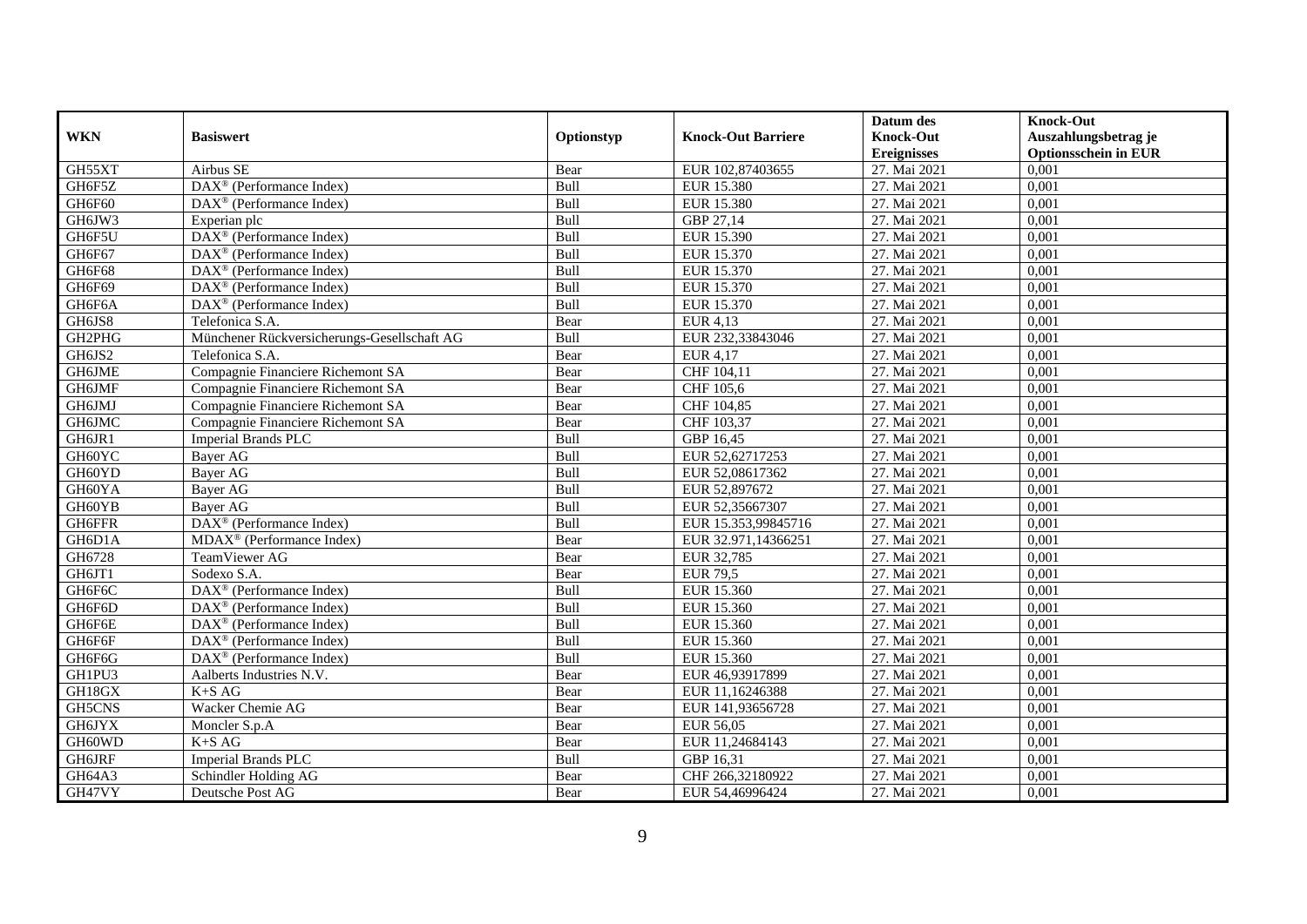| WKN | Basiswert | Optionstyp | Knock-Out Barriere | Datum des Knock-Out Ereignisses | Knock-Out Auszahlungsbetrag je Optionsschein in EUR |
|---|---|---|---|---|---|
| GH55XT | Airbus SE | Bear | EUR 102,87403655 | 27. Mai 2021 | 0,001 |
| GH6F5Z | DAX® (Performance Index) | Bull | EUR 15.380 | 27. Mai 2021 | 0,001 |
| GH6F60 | DAX® (Performance Index) | Bull | EUR 15.380 | 27. Mai 2021 | 0,001 |
| GH6JW3 | Experian plc | Bull | GBP 27,14 | 27. Mai 2021 | 0,001 |
| GH6F5U | DAX® (Performance Index) | Bull | EUR 15.390 | 27. Mai 2021 | 0,001 |
| GH6F67 | DAX® (Performance Index) | Bull | EUR 15.370 | 27. Mai 2021 | 0,001 |
| GH6F68 | DAX® (Performance Index) | Bull | EUR 15.370 | 27. Mai 2021 | 0,001 |
| GH6F69 | DAX® (Performance Index) | Bull | EUR 15.370 | 27. Mai 2021 | 0,001 |
| GH6F6A | DAX® (Performance Index) | Bull | EUR 15.370 | 27. Mai 2021 | 0,001 |
| GH6JS8 | Telefonica S.A. | Bear | EUR 4,13 | 27. Mai 2021 | 0,001 |
| GH2PHG | Münchener Rückversicherungs-Gesellschaft AG | Bull | EUR 232,33843046 | 27. Mai 2021 | 0,001 |
| GH6JS2 | Telefonica S.A. | Bear | EUR 4,17 | 27. Mai 2021 | 0,001 |
| GH6JME | Compagnie Financiere Richemont SA | Bear | CHF 104,11 | 27. Mai 2021 | 0,001 |
| GH6JMF | Compagnie Financiere Richemont SA | Bear | CHF 105,6 | 27. Mai 2021 | 0,001 |
| GH6JMJ | Compagnie Financiere Richemont SA | Bear | CHF 104,85 | 27. Mai 2021 | 0,001 |
| GH6JMC | Compagnie Financiere Richemont SA | Bear | CHF 103,37 | 27. Mai 2021 | 0,001 |
| GH6JR1 | Imperial Brands PLC | Bull | GBP 16,45 | 27. Mai 2021 | 0,001 |
| GH60YC | Bayer AG | Bull | EUR 52,62717253 | 27. Mai 2021 | 0,001 |
| GH60YD | Bayer AG | Bull | EUR 52,08617362 | 27. Mai 2021 | 0,001 |
| GH60YA | Bayer AG | Bull | EUR 52,897672 | 27. Mai 2021 | 0,001 |
| GH60YB | Bayer AG | Bull | EUR 52,35667307 | 27. Mai 2021 | 0,001 |
| GH6FFR | DAX® (Performance Index) | Bull | EUR 15.353,99845716 | 27. Mai 2021 | 0,001 |
| GH6D1A | MDAX® (Performance Index) | Bear | EUR 32.971,14366251 | 27. Mai 2021 | 0,001 |
| GH6728 | TeamViewer AG | Bear | EUR 32,785 | 27. Mai 2021 | 0,001 |
| GH6JT1 | Sodexo S.A. | Bear | EUR 79,5 | 27. Mai 2021 | 0,001 |
| GH6F6C | DAX® (Performance Index) | Bull | EUR 15.360 | 27. Mai 2021 | 0,001 |
| GH6F6D | DAX® (Performance Index) | Bull | EUR 15.360 | 27. Mai 2021 | 0,001 |
| GH6F6E | DAX® (Performance Index) | Bull | EUR 15.360 | 27. Mai 2021 | 0,001 |
| GH6F6F | DAX® (Performance Index) | Bull | EUR 15.360 | 27. Mai 2021 | 0,001 |
| GH6F6G | DAX® (Performance Index) | Bull | EUR 15.360 | 27. Mai 2021 | 0,001 |
| GH1PU3 | Aalberts Industries N.V. | Bear | EUR 46,93917899 | 27. Mai 2021 | 0,001 |
| GH18GX | K+S AG | Bear | EUR 11,16246388 | 27. Mai 2021 | 0,001 |
| GH5CNS | Wacker Chemie AG | Bear | EUR 141,93656728 | 27. Mai 2021 | 0,001 |
| GH6JYX | Moncler S.p.A | Bear | EUR 56,05 | 27. Mai 2021 | 0,001 |
| GH60WD | K+S AG | Bear | EUR 11,24684143 | 27. Mai 2021 | 0,001 |
| GH6JRF | Imperial Brands PLC | Bull | GBP 16,31 | 27. Mai 2021 | 0,001 |
| GH64A3 | Schindler Holding AG | Bear | CHF 266,32180922 | 27. Mai 2021 | 0,001 |
| GH47VY | Deutsche Post AG | Bear | EUR 54,46996424 | 27. Mai 2021 | 0,001 |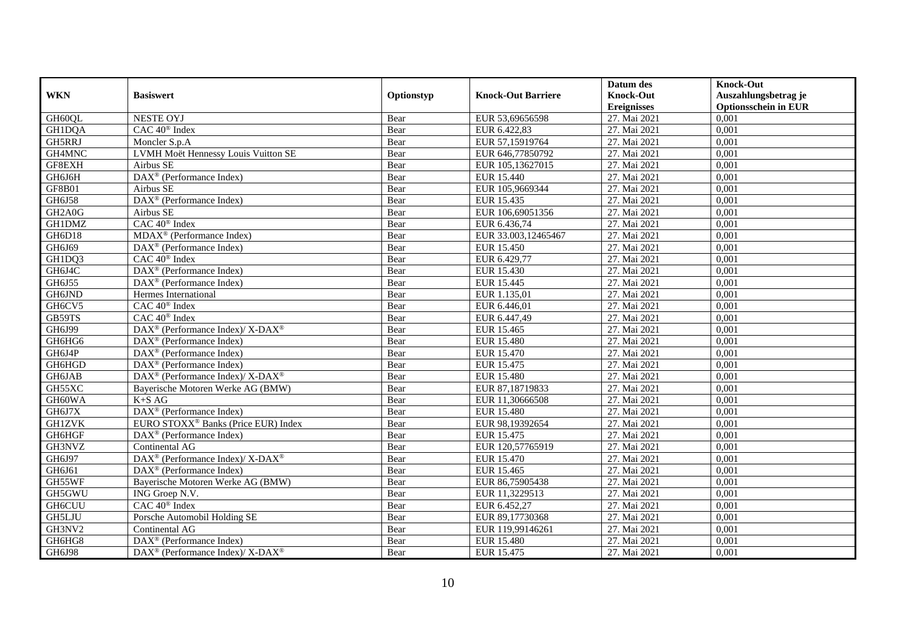| WKN | Basiswert | Optionstyp | Knock-Out Barriere | Datum des Knock-Out Ereignisses | Knock-Out Auszahlungsbetrag je Optionsschein in EUR |
|---|---|---|---|---|---|
| GH60QL | NESTE OYJ | Bear | EUR 53,69656598 | 27. Mai 2021 | 0,001 |
| GH1DQA | CAC 40® Index | Bear | EUR 6.422,83 | 27. Mai 2021 | 0,001 |
| GH5RRJ | Moncler S.p.A | Bear | EUR 57,15919764 | 27. Mai 2021 | 0,001 |
| GH4MNC | LVMH Moët Hennessy Louis Vuitton SE | Bear | EUR 646,77850792 | 27. Mai 2021 | 0,001 |
| GF8EXH | Airbus SE | Bear | EUR 105,13627015 | 27. Mai 2021 | 0,001 |
| GH6J6H | DAX® (Performance Index) | Bear | EUR 15.440 | 27. Mai 2021 | 0,001 |
| GF8B01 | Airbus SE | Bear | EUR 105,9669344 | 27. Mai 2021 | 0,001 |
| GH6J58 | DAX® (Performance Index) | Bear | EUR 15.435 | 27. Mai 2021 | 0,001 |
| GH2A0G | Airbus SE | Bear | EUR 106,69051356 | 27. Mai 2021 | 0,001 |
| GH1DMZ | CAC 40® Index | Bear | EUR 6.436,74 | 27. Mai 2021 | 0,001 |
| GH6D18 | MDAX® (Performance Index) | Bear | EUR 33.003,12465467 | 27. Mai 2021 | 0,001 |
| GH6J69 | DAX® (Performance Index) | Bear | EUR 15.450 | 27. Mai 2021 | 0,001 |
| GH1DQ3 | CAC 40® Index | Bear | EUR 6.429,77 | 27. Mai 2021 | 0,001 |
| GH6J4C | DAX® (Performance Index) | Bear | EUR 15.430 | 27. Mai 2021 | 0,001 |
| GH6J55 | DAX® (Performance Index) | Bear | EUR 15.445 | 27. Mai 2021 | 0,001 |
| GH6JND | Hermes International | Bear | EUR 1.135,01 | 27. Mai 2021 | 0,001 |
| GH6CV5 | CAC 40® Index | Bear | EUR 6.446,01 | 27. Mai 2021 | 0,001 |
| GB59TS | CAC 40® Index | Bear | EUR 6.447,49 | 27. Mai 2021 | 0,001 |
| GH6J99 | DAX® (Performance Index)/ X-DAX® | Bear | EUR 15.465 | 27. Mai 2021 | 0,001 |
| GH6HG6 | DAX® (Performance Index) | Bear | EUR 15.480 | 27. Mai 2021 | 0,001 |
| GH6J4P | DAX® (Performance Index) | Bear | EUR 15.470 | 27. Mai 2021 | 0,001 |
| GH6HGD | DAX® (Performance Index) | Bear | EUR 15.475 | 27. Mai 2021 | 0,001 |
| GH6JAB | DAX® (Performance Index)/ X-DAX® | Bear | EUR 15.480 | 27. Mai 2021 | 0,001 |
| GH55XC | Bayerische Motoren Werke AG (BMW) | Bear | EUR 87,18719833 | 27. Mai 2021 | 0,001 |
| GH60WA | K+S AG | Bear | EUR 11,30666508 | 27. Mai 2021 | 0,001 |
| GH6J7X | DAX® (Performance Index) | Bear | EUR 15.480 | 27. Mai 2021 | 0,001 |
| GH1ZVK | EURO STOXX® Banks (Price EUR) Index | Bear | EUR 98,19392654 | 27. Mai 2021 | 0,001 |
| GH6HGF | DAX® (Performance Index) | Bear | EUR 15.475 | 27. Mai 2021 | 0,001 |
| GH3NVZ | Continental AG | Bear | EUR 120,57765919 | 27. Mai 2021 | 0,001 |
| GH6J97 | DAX® (Performance Index)/ X-DAX® | Bear | EUR 15.470 | 27. Mai 2021 | 0,001 |
| GH6J61 | DAX® (Performance Index) | Bear | EUR 15.465 | 27. Mai 2021 | 0,001 |
| GH55WF | Bayerische Motoren Werke AG (BMW) | Bear | EUR 86,75905438 | 27. Mai 2021 | 0,001 |
| GH5GWU | ING Groep N.V. | Bear | EUR 11,3229513 | 27. Mai 2021 | 0,001 |
| GH6CUU | CAC 40® Index | Bear | EUR 6.452,27 | 27. Mai 2021 | 0,001 |
| GH5LJU | Porsche Automobil Holding SE | Bear | EUR 89,17730368 | 27. Mai 2021 | 0,001 |
| GH3NV2 | Continental AG | Bear | EUR 119,99146261 | 27. Mai 2021 | 0,001 |
| GH6HG8 | DAX® (Performance Index) | Bear | EUR 15.480 | 27. Mai 2021 | 0,001 |
| GH6J98 | DAX® (Performance Index)/ X-DAX® | Bear | EUR 15.475 | 27. Mai 2021 | 0,001 |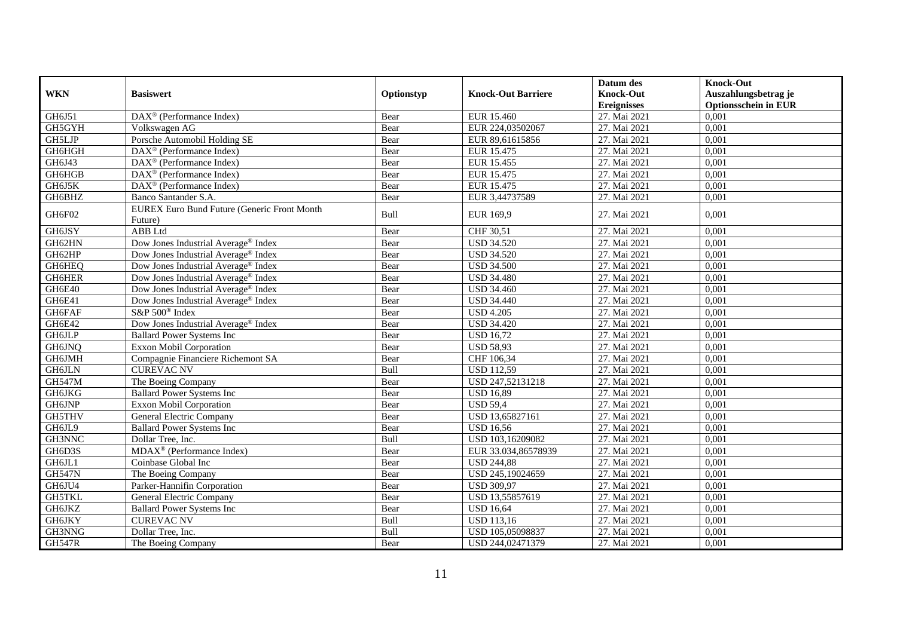| WKN | Basiswert | Optionstyp | Knock-Out Barriere | Datum des Knock-Out Ereignisses | Knock-Out Auszahlungsbetrag je Optionsschein in EUR |
|---|---|---|---|---|---|
| GH6J51 | DAX® (Performance Index) | Bear | EUR 15.460 | 27. Mai 2021 | 0,001 |
| GH5GYH | Volkswagen AG | Bear | EUR 224,03502067 | 27. Mai 2021 | 0,001 |
| GH5LJP | Porsche Automobil Holding SE | Bear | EUR 89,61615856 | 27. Mai 2021 | 0,001 |
| GH6HGH | DAX® (Performance Index) | Bear | EUR 15.475 | 27. Mai 2021 | 0,001 |
| GH6J43 | DAX® (Performance Index) | Bear | EUR 15.455 | 27. Mai 2021 | 0,001 |
| GH6HGB | DAX® (Performance Index) | Bear | EUR 15.475 | 27. Mai 2021 | 0,001 |
| GH6J5K | DAX® (Performance Index) | Bear | EUR 15.475 | 27. Mai 2021 | 0,001 |
| GH6BHZ | Banco Santander S.A. | Bear | EUR 3,44737589 | 27. Mai 2021 | 0,001 |
| GH6F02 | EUREX Euro Bund Future (Generic Front Month Future) | Bull | EUR 169,9 | 27. Mai 2021 | 0,001 |
| GH6JSY | ABB Ltd | Bear | CHF 30,51 | 27. Mai 2021 | 0,001 |
| GH62HN | Dow Jones Industrial Average® Index | Bear | USD 34.520 | 27. Mai 2021 | 0,001 |
| GH62HP | Dow Jones Industrial Average® Index | Bear | USD 34.520 | 27. Mai 2021 | 0,001 |
| GH6HEQ | Dow Jones Industrial Average® Index | Bear | USD 34.500 | 27. Mai 2021 | 0,001 |
| GH6HER | Dow Jones Industrial Average® Index | Bear | USD 34.480 | 27. Mai 2021 | 0,001 |
| GH6E40 | Dow Jones Industrial Average® Index | Bear | USD 34.460 | 27. Mai 2021 | 0,001 |
| GH6E41 | Dow Jones Industrial Average® Index | Bear | USD 34.440 | 27. Mai 2021 | 0,001 |
| GH6FAF | S&P 500® Index | Bear | USD 4.205 | 27. Mai 2021 | 0,001 |
| GH6E42 | Dow Jones Industrial Average® Index | Bear | USD 34.420 | 27. Mai 2021 | 0,001 |
| GH6JLP | Ballard Power Systems Inc | Bear | USD 16,72 | 27. Mai 2021 | 0,001 |
| GH6JNQ | Exxon Mobil Corporation | Bear | USD 58,93 | 27. Mai 2021 | 0,001 |
| GH6JMH | Compagnie Financiere Richemont SA | Bear | CHF 106,34 | 27. Mai 2021 | 0,001 |
| GH6JLN | CUREVAC NV | Bull | USD 112,59 | 27. Mai 2021 | 0,001 |
| GH547M | The Boeing Company | Bear | USD 247,52131218 | 27. Mai 2021 | 0,001 |
| GH6JKG | Ballard Power Systems Inc | Bear | USD 16,89 | 27. Mai 2021 | 0,001 |
| GH6JNP | Exxon Mobil Corporation | Bear | USD 59,4 | 27. Mai 2021 | 0,001 |
| GH5THV | General Electric Company | Bear | USD 13,65827161 | 27. Mai 2021 | 0,001 |
| GH6JL9 | Ballard Power Systems Inc | Bear | USD 16,56 | 27. Mai 2021 | 0,001 |
| GH3NNC | Dollar Tree, Inc. | Bull | USD 103,16209082 | 27. Mai 2021 | 0,001 |
| GH6D3S | MDAX® (Performance Index) | Bear | EUR 33.034,86578939 | 27. Mai 2021 | 0,001 |
| GH6JL1 | Coinbase Global Inc | Bear | USD 244,88 | 27. Mai 2021 | 0,001 |
| GH547N | The Boeing Company | Bear | USD 245,19024659 | 27. Mai 2021 | 0,001 |
| GH6JU4 | Parker-Hannifin Corporation | Bear | USD 309,97 | 27. Mai 2021 | 0,001 |
| GH5TKL | General Electric Company | Bear | USD 13,55857619 | 27. Mai 2021 | 0,001 |
| GH6JKZ | Ballard Power Systems Inc | Bear | USD 16,64 | 27. Mai 2021 | 0,001 |
| GH6JKY | CUREVAC NV | Bull | USD 113,16 | 27. Mai 2021 | 0,001 |
| GH3NNG | Dollar Tree, Inc. | Bull | USD 105,05098837 | 27. Mai 2021 | 0,001 |
| GH547R | The Boeing Company | Bear | USD 244,02471379 | 27. Mai 2021 | 0,001 |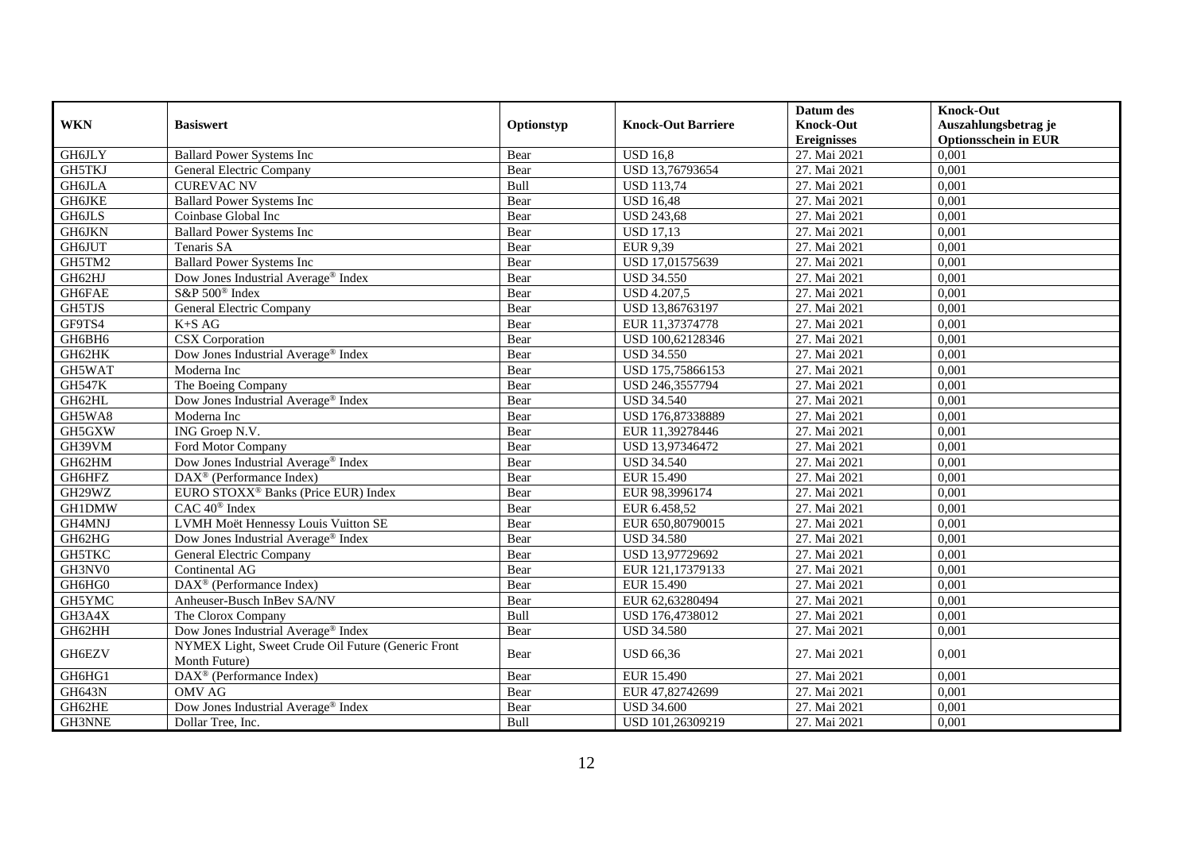| WKN | Basiswert | Optionstyp | Knock-Out Barriere | Datum des Knock-Out Ereignisses | Knock-Out Auszahlungsbetrag je Optionsschein in EUR |
|---|---|---|---|---|---|
| GH6JLY | Ballard Power Systems Inc | Bear | USD 16,8 | 27. Mai 2021 | 0,001 |
| GH5TKJ | General Electric Company | Bear | USD 13,76793654 | 27. Mai 2021 | 0,001 |
| GH6JLA | CUREVAC NV | Bull | USD 113,74 | 27. Mai 2021 | 0,001 |
| GH6JKE | Ballard Power Systems Inc | Bear | USD 16,48 | 27. Mai 2021 | 0,001 |
| GH6JLS | Coinbase Global Inc | Bear | USD 243,68 | 27. Mai 2021 | 0,001 |
| GH6JKN | Ballard Power Systems Inc | Bear | USD 17,13 | 27. Mai 2021 | 0,001 |
| GH6JUT | Tenaris SA | Bear | EUR 9,39 | 27. Mai 2021 | 0,001 |
| GH5TM2 | Ballard Power Systems Inc | Bear | USD 17,01575639 | 27. Mai 2021 | 0,001 |
| GH62HJ | Dow Jones Industrial Average® Index | Bear | USD 34.550 | 27. Mai 2021 | 0,001 |
| GH6FAE | S&P 500® Index | Bear | USD 4.207,5 | 27. Mai 2021 | 0,001 |
| GH5TJS | General Electric Company | Bear | USD 13,86763197 | 27. Mai 2021 | 0,001 |
| GF9TS4 | K+S AG | Bear | EUR 11,37374778 | 27. Mai 2021 | 0,001 |
| GH6BH6 | CSX Corporation | Bear | USD 100,62128346 | 27. Mai 2021 | 0,001 |
| GH62HK | Dow Jones Industrial Average® Index | Bear | USD 34.550 | 27. Mai 2021 | 0,001 |
| GH5WAT | Moderna Inc | Bear | USD 175,75866153 | 27. Mai 2021 | 0,001 |
| GH547K | The Boeing Company | Bear | USD 246,3557794 | 27. Mai 2021 | 0,001 |
| GH62HL | Dow Jones Industrial Average® Index | Bear | USD 34.540 | 27. Mai 2021 | 0,001 |
| GH5WA8 | Moderna Inc | Bear | USD 176,87338889 | 27. Mai 2021 | 0,001 |
| GH5GXW | ING Groep N.V. | Bear | EUR 11,39278446 | 27. Mai 2021 | 0,001 |
| GH39VM | Ford Motor Company | Bear | USD 13,97346472 | 27. Mai 2021 | 0,001 |
| GH62HM | Dow Jones Industrial Average® Index | Bear | USD 34.540 | 27. Mai 2021 | 0,001 |
| GH6HFZ | DAX® (Performance Index) | Bear | EUR 15.490 | 27. Mai 2021 | 0,001 |
| GH29WZ | EURO STOXX® Banks (Price EUR) Index | Bear | EUR 98,3996174 | 27. Mai 2021 | 0,001 |
| GH1DMW | CAC 40® Index | Bear | EUR 6.458,52 | 27. Mai 2021 | 0,001 |
| GH4MNJ | LVMH Moët Hennessy Louis Vuitton SE | Bear | EUR 650,80790015 | 27. Mai 2021 | 0,001 |
| GH62HG | Dow Jones Industrial Average® Index | Bear | USD 34.580 | 27. Mai 2021 | 0,001 |
| GH5TKC | General Electric Company | Bear | USD 13,97729692 | 27. Mai 2021 | 0,001 |
| GH3NV0 | Continental AG | Bear | EUR 121,17379133 | 27. Mai 2021 | 0,001 |
| GH6HG0 | DAX® (Performance Index) | Bear | EUR 15.490 | 27. Mai 2021 | 0,001 |
| GH5YMC | Anheuser-Busch InBev SA/NV | Bear | EUR 62,63280494 | 27. Mai 2021 | 0,001 |
| GH3A4X | The Clorox Company | Bull | USD 176,4738012 | 27. Mai 2021 | 0,001 |
| GH62HH | Dow Jones Industrial Average® Index | Bear | USD 34.580 | 27. Mai 2021 | 0,001 |
| GH6EZV | NYMEX Light, Sweet Crude Oil Future (Generic Front Month Future) | Bear | USD 66,36 | 27. Mai 2021 | 0,001 |
| GH6HG1 | DAX® (Performance Index) | Bear | EUR 15.490 | 27. Mai 2021 | 0,001 |
| GH643N | OMV AG | Bear | EUR 47,82742699 | 27. Mai 2021 | 0,001 |
| GH62HE | Dow Jones Industrial Average® Index | Bear | USD 34.600 | 27. Mai 2021 | 0,001 |
| GH3NNE | Dollar Tree, Inc. | Bull | USD 101,26309219 | 27. Mai 2021 | 0,001 |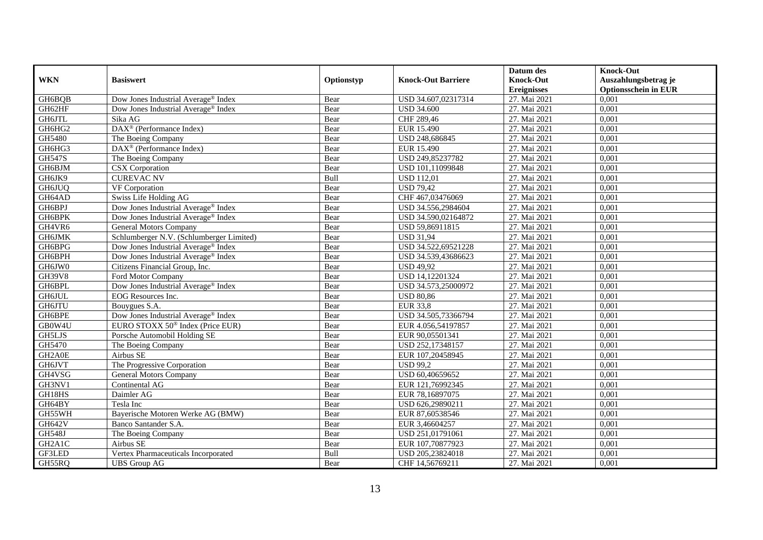| WKN | Basiswert | Optionstyp | Knock-Out Barriere | Datum des Knock-Out Ereignisses | Knock-Out Auszahlungsbetrag je Optionsschein in EUR |
|---|---|---|---|---|---|
| GH6BQB | Dow Jones Industrial Average® Index | Bear | USD 34.607,02317314 | 27. Mai 2021 | 0,001 |
| GH62HF | Dow Jones Industrial Average® Index | Bear | USD 34.600 | 27. Mai 2021 | 0,001 |
| GH6JTL | Sika AG | Bear | CHF 289,46 | 27. Mai 2021 | 0,001 |
| GH6HG2 | DAX® (Performance Index) | Bear | EUR 15.490 | 27. Mai 2021 | 0,001 |
| GH5480 | The Boeing Company | Bear | USD 248,686845 | 27. Mai 2021 | 0,001 |
| GH6HG3 | DAX® (Performance Index) | Bear | EUR 15.490 | 27. Mai 2021 | 0,001 |
| GH547S | The Boeing Company | Bear | USD 249,85237782 | 27. Mai 2021 | 0,001 |
| GH6BJM | CSX Corporation | Bear | USD 101,11099848 | 27. Mai 2021 | 0,001 |
| GH6JK9 | CUREVAC NV | Bull | USD 112,01 | 27. Mai 2021 | 0,001 |
| GH6JUQ | VF Corporation | Bear | USD 79,42 | 27. Mai 2021 | 0,001 |
| GH64AD | Swiss Life Holding AG | Bear | CHF 467,03476069 | 27. Mai 2021 | 0,001 |
| GH6BPJ | Dow Jones Industrial Average® Index | Bear | USD 34.556,2984604 | 27. Mai 2021 | 0,001 |
| GH6BPK | Dow Jones Industrial Average® Index | Bear | USD 34.590,02164872 | 27. Mai 2021 | 0,001 |
| GH4VR6 | General Motors Company | Bear | USD 59,86911815 | 27. Mai 2021 | 0,001 |
| GH6JMK | Schlumberger N.V. (Schlumberger Limited) | Bear | USD 31,94 | 27. Mai 2021 | 0,001 |
| GH6BPG | Dow Jones Industrial Average® Index | Bear | USD 34.522,69521228 | 27. Mai 2021 | 0,001 |
| GH6BPH | Dow Jones Industrial Average® Index | Bear | USD 34.539,43686623 | 27. Mai 2021 | 0,001 |
| GH6JW0 | Citizens Financial Group, Inc. | Bear | USD 49,92 | 27. Mai 2021 | 0,001 |
| GH39V8 | Ford Motor Company | Bear | USD 14,12201324 | 27. Mai 2021 | 0,001 |
| GH6BPL | Dow Jones Industrial Average® Index | Bear | USD 34.573,25000972 | 27. Mai 2021 | 0,001 |
| GH6JUL | EOG Resources Inc. | Bear | USD 80,86 | 27. Mai 2021 | 0,001 |
| GH6JTU | Bouygues S.A. | Bear | EUR 33,8 | 27. Mai 2021 | 0,001 |
| GH6BPE | Dow Jones Industrial Average® Index | Bear | USD 34.505,73366794 | 27. Mai 2021 | 0,001 |
| GB0W4U | EURO STOXX 50® Index (Price EUR) | Bear | EUR 4.056,54197857 | 27. Mai 2021 | 0,001 |
| GH5LJS | Porsche Automobil Holding SE | Bear | EUR 90,05501341 | 27. Mai 2021 | 0,001 |
| GH5470 | The Boeing Company | Bear | USD 252,17348157 | 27. Mai 2021 | 0,001 |
| GH2A0E | Airbus SE | Bear | EUR 107,20458945 | 27. Mai 2021 | 0,001 |
| GH6JVT | The Progressive Corporation | Bear | USD 99,2 | 27. Mai 2021 | 0,001 |
| GH4VSG | General Motors Company | Bear | USD 60,40659652 | 27. Mai 2021 | 0,001 |
| GH3NV1 | Continental AG | Bear | EUR 121,76992345 | 27. Mai 2021 | 0,001 |
| GH18HS | Daimler AG | Bear | EUR 78,16897075 | 27. Mai 2021 | 0,001 |
| GH64BY | Tesla Inc | Bear | USD 626,29890211 | 27. Mai 2021 | 0,001 |
| GH55WH | Bayerische Motoren Werke AG (BMW) | Bear | EUR 87,60538546 | 27. Mai 2021 | 0,001 |
| GH642V | Banco Santander S.A. | Bear | EUR 3,46604257 | 27. Mai 2021 | 0,001 |
| GH548J | The Boeing Company | Bear | USD 251,01791061 | 27. Mai 2021 | 0,001 |
| GH2A1C | Airbus SE | Bear | EUR 107,70877923 | 27. Mai 2021 | 0,001 |
| GF3LED | Vertex Pharmaceuticals Incorporated | Bull | USD 205,23824018 | 27. Mai 2021 | 0,001 |
| GH55RQ | UBS Group AG | Bear | CHF 14,56769211 | 27. Mai 2021 | 0,001 |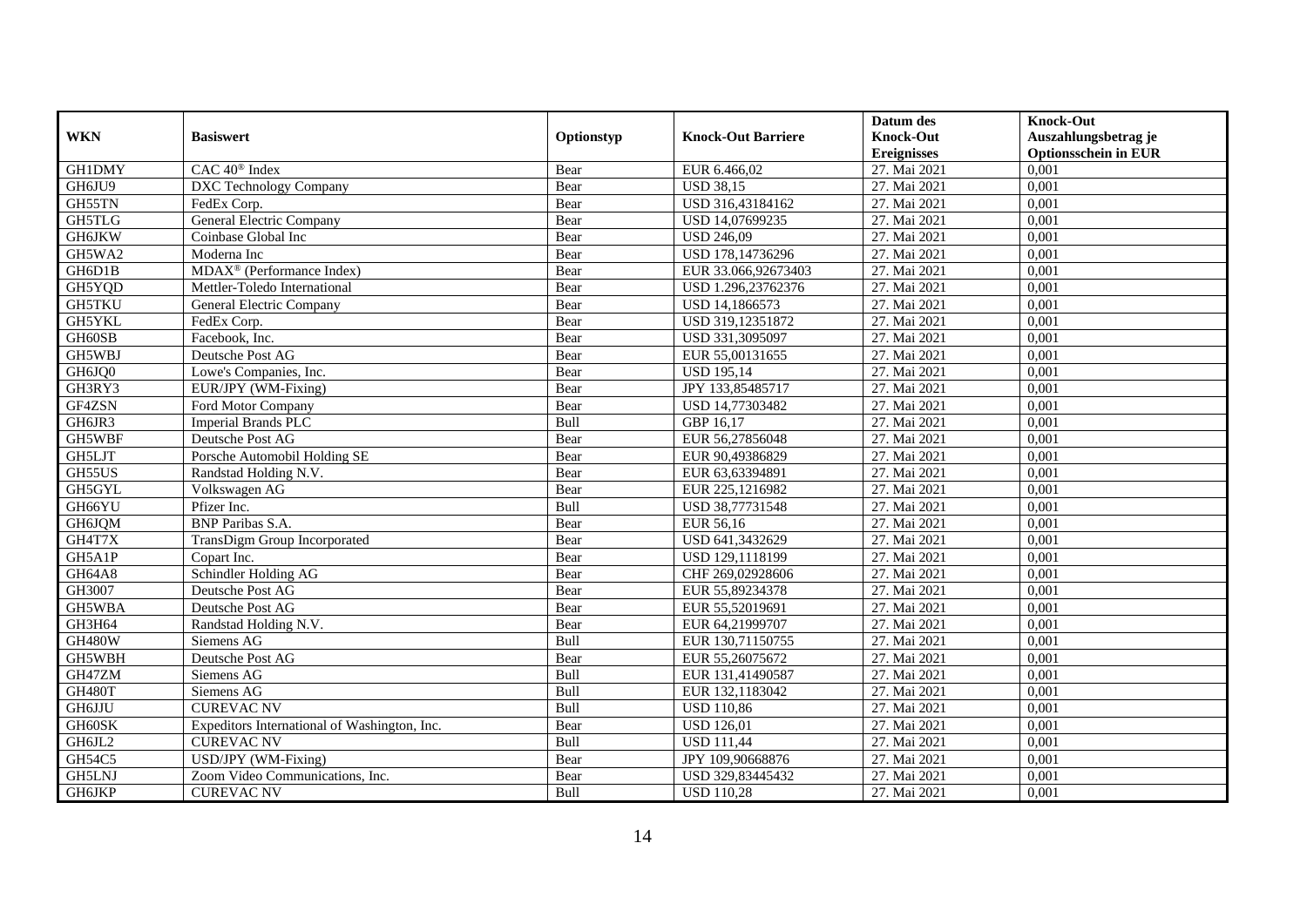| WKN | Basiswert | Optionstyp | Knock-Out Barriere | Datum des Knock-Out Ereignisses | Knock-Out Auszahlungsbetrag je Optionsschein in EUR |
|---|---|---|---|---|---|
| GH1DMY | CAC 40® Index | Bear | EUR 6.466,02 | 27. Mai 2021 | 0,001 |
| GH6JU9 | DXC Technology Company | Bear | USD 38,15 | 27. Mai 2021 | 0,001 |
| GH55TN | FedEx Corp. | Bear | USD 316,43184162 | 27. Mai 2021 | 0,001 |
| GH5TLG | General Electric Company | Bear | USD 14,07699235 | 27. Mai 2021 | 0,001 |
| GH6JKW | Coinbase Global Inc | Bear | USD 246,09 | 27. Mai 2021 | 0,001 |
| GH5WA2 | Moderna Inc | Bear | USD 178,14736296 | 27. Mai 2021 | 0,001 |
| GH6D1B | MDAX® (Performance Index) | Bear | EUR 33.066,92673403 | 27. Mai 2021 | 0,001 |
| GH5YQD | Mettler-Toledo International | Bear | USD 1.296,23762376 | 27. Mai 2021 | 0,001 |
| GH5TKU | General Electric Company | Bear | USD 14,1866573 | 27. Mai 2021 | 0,001 |
| GH5YKL | FedEx Corp. | Bear | USD 319,12351872 | 27. Mai 2021 | 0,001 |
| GH60SB | Facebook, Inc. | Bear | USD 331,3095097 | 27. Mai 2021 | 0,001 |
| GH5WBJ | Deutsche Post AG | Bear | EUR 55,00131655 | 27. Mai 2021 | 0,001 |
| GH6JQ0 | Lowe's Companies, Inc. | Bear | USD 195,14 | 27. Mai 2021 | 0,001 |
| GH3RY3 | EUR/JPY (WM-Fixing) | Bear | JPY 133,85485717 | 27. Mai 2021 | 0,001 |
| GF4ZSN | Ford Motor Company | Bear | USD 14,77303482 | 27. Mai 2021 | 0,001 |
| GH6JR3 | Imperial Brands PLC | Bull | GBP 16,17 | 27. Mai 2021 | 0,001 |
| GH5WBF | Deutsche Post AG | Bear | EUR 56,27856048 | 27. Mai 2021 | 0,001 |
| GH5LJT | Porsche Automobil Holding SE | Bear | EUR 90,49386829 | 27. Mai 2021 | 0,001 |
| GH55US | Randstad Holding N.V. | Bear | EUR 63,63394891 | 27. Mai 2021 | 0,001 |
| GH5GYL | Volkswagen AG | Bear | EUR 225,1216982 | 27. Mai 2021 | 0,001 |
| GH66YU | Pfizer Inc. | Bull | USD 38,77731548 | 27. Mai 2021 | 0,001 |
| GH6JQM | BNP Paribas S.A. | Bear | EUR 56,16 | 27. Mai 2021 | 0,001 |
| GH4T7X | TransDigm Group Incorporated | Bear | USD 641,3432629 | 27. Mai 2021 | 0,001 |
| GH5A1P | Copart Inc. | Bear | USD 129,1118199 | 27. Mai 2021 | 0,001 |
| GH64A8 | Schindler Holding AG | Bear | CHF 269,02928606 | 27. Mai 2021 | 0,001 |
| GH3007 | Deutsche Post AG | Bear | EUR 55,89234378 | 27. Mai 2021 | 0,001 |
| GH5WBA | Deutsche Post AG | Bear | EUR 55,52019691 | 27. Mai 2021 | 0,001 |
| GH3H64 | Randstad Holding N.V. | Bear | EUR 64,21999707 | 27. Mai 2021 | 0,001 |
| GH480W | Siemens AG | Bull | EUR 130,71150755 | 27. Mai 2021 | 0,001 |
| GH5WBH | Deutsche Post AG | Bear | EUR 55,26075672 | 27. Mai 2021 | 0,001 |
| GH47ZM | Siemens AG | Bull | EUR 131,41490587 | 27. Mai 2021 | 0,001 |
| GH480T | Siemens AG | Bull | EUR 132,1183042 | 27. Mai 2021 | 0,001 |
| GH6JJU | CUREVAC NV | Bull | USD 110,86 | 27. Mai 2021 | 0,001 |
| GH60SK | Expeditors International of Washington, Inc. | Bear | USD 126,01 | 27. Mai 2021 | 0,001 |
| GH6JL2 | CUREVAC NV | Bull | USD 111,44 | 27. Mai 2021 | 0,001 |
| GH54C5 | USD/JPY (WM-Fixing) | Bear | JPY 109,90668876 | 27. Mai 2021 | 0,001 |
| GH5LNJ | Zoom Video Communications, Inc. | Bear | USD 329,83445432 | 27. Mai 2021 | 0,001 |
| GH6JKP | CUREVAC NV | Bull | USD 110,28 | 27. Mai 2021 | 0,001 |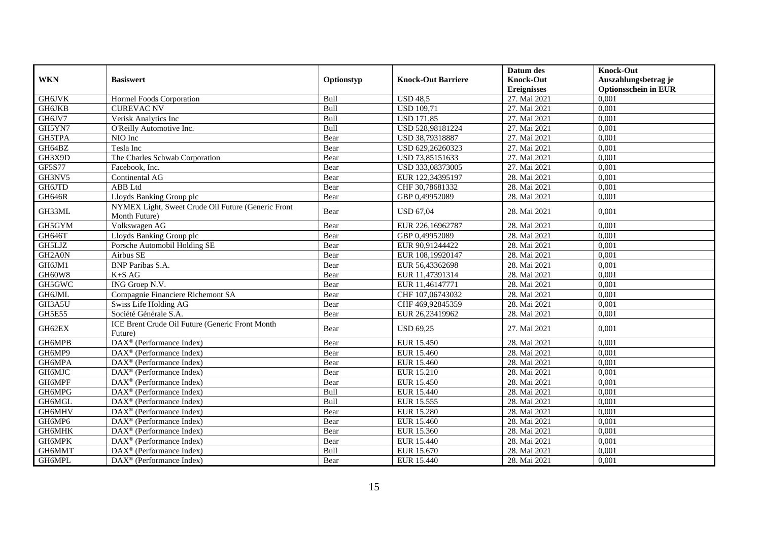| WKN | Basiswert | Optionstyp | Knock-Out Barriere | Datum des Knock-Out Ereignisses | Knock-Out Auszahlungsbetrag je Optionsschein in EUR |
|---|---|---|---|---|---|
| GH6JVK | Hormel Foods Corporation | Bull | USD 48,5 | 27. Mai 2021 | 0,001 |
| GH6JKB | CUREVAC NV | Bull | USD 109,71 | 27. Mai 2021 | 0,001 |
| GH6JV7 | Verisk Analytics Inc | Bull | USD 171,85 | 27. Mai 2021 | 0,001 |
| GH5YN7 | O'Reilly Automotive Inc. | Bull | USD 528,98181224 | 27. Mai 2021 | 0,001 |
| GH5TPA | NIO Inc | Bear | USD 38,79318887 | 27. Mai 2021 | 0,001 |
| GH64BZ | Tesla Inc | Bear | USD 629,26260323 | 27. Mai 2021 | 0,001 |
| GH3X9D | The Charles Schwab Corporation | Bear | USD 73,85151633 | 27. Mai 2021 | 0,001 |
| GF5S77 | Facebook, Inc. | Bear | USD 333,08373005 | 27. Mai 2021 | 0,001 |
| GH3NV5 | Continental AG | Bear | EUR 122,34395197 | 28. Mai 2021 | 0,001 |
| GH6JTD | ABB Ltd | Bear | CHF 30,78681332 | 28. Mai 2021 | 0,001 |
| GH646R | Lloyds Banking Group plc | Bear | GBP 0,49952089 | 28. Mai 2021 | 0,001 |
| GH33ML | NYMEX Light, Sweet Crude Oil Future (Generic Front Month Future) | Bear | USD 67,04 | 28. Mai 2021 | 0,001 |
| GH5GYM | Volkswagen AG | Bear | EUR 226,16962787 | 28. Mai 2021 | 0,001 |
| GH646T | Lloyds Banking Group plc | Bear | GBP 0,49952089 | 28. Mai 2021 | 0,001 |
| GH5LJZ | Porsche Automobil Holding SE | Bear | EUR 90,91244422 | 28. Mai 2021 | 0,001 |
| GH2A0N | Airbus SE | Bear | EUR 108,19920147 | 28. Mai 2021 | 0,001 |
| GH6JM1 | BNP Paribas S.A. | Bear | EUR 56,43362698 | 28. Mai 2021 | 0,001 |
| GH60W8 | K+S AG | Bear | EUR 11,47391314 | 28. Mai 2021 | 0,001 |
| GH5GWC | ING Groep N.V. | Bear | EUR 11,46147771 | 28. Mai 2021 | 0,001 |
| GH6JML | Compagnie Financiere Richemont SA | Bear | CHF 107,06743032 | 28. Mai 2021 | 0,001 |
| GH3A5U | Swiss Life Holding AG | Bear | CHF 469,92845359 | 28. Mai 2021 | 0,001 |
| GH5E55 | Société Générale S.A. | Bear | EUR 26,23419962 | 28. Mai 2021 | 0,001 |
| GH62EX | ICE Brent Crude Oil Future (Generic Front Month Future) | Bear | USD 69,25 | 27. Mai 2021 | 0,001 |
| GH6MPB | DAX® (Performance Index) | Bear | EUR 15.450 | 28. Mai 2021 | 0,001 |
| GH6MP9 | DAX® (Performance Index) | Bear | EUR 15.460 | 28. Mai 2021 | 0,001 |
| GH6MPA | DAX® (Performance Index) | Bear | EUR 15.460 | 28. Mai 2021 | 0,001 |
| GH6MJC | DAX® (Performance Index) | Bear | EUR 15.210 | 28. Mai 2021 | 0,001 |
| GH6MPF | DAX® (Performance Index) | Bear | EUR 15.450 | 28. Mai 2021 | 0,001 |
| GH6MPG | DAX® (Performance Index) | Bull | EUR 15.440 | 28. Mai 2021 | 0,001 |
| GH6MGL | DAX® (Performance Index) | Bull | EUR 15.555 | 28. Mai 2021 | 0,001 |
| GH6MHV | DAX® (Performance Index) | Bear | EUR 15.280 | 28. Mai 2021 | 0,001 |
| GH6MP6 | DAX® (Performance Index) | Bear | EUR 15.460 | 28. Mai 2021 | 0,001 |
| GH6MHK | DAX® (Performance Index) | Bear | EUR 15.360 | 28. Mai 2021 | 0,001 |
| GH6MPK | DAX® (Performance Index) | Bear | EUR 15.440 | 28. Mai 2021 | 0,001 |
| GH6MMT | DAX® (Performance Index) | Bull | EUR 15.670 | 28. Mai 2021 | 0,001 |
| GH6MPL | DAX® (Performance Index) | Bear | EUR 15.440 | 28. Mai 2021 | 0,001 |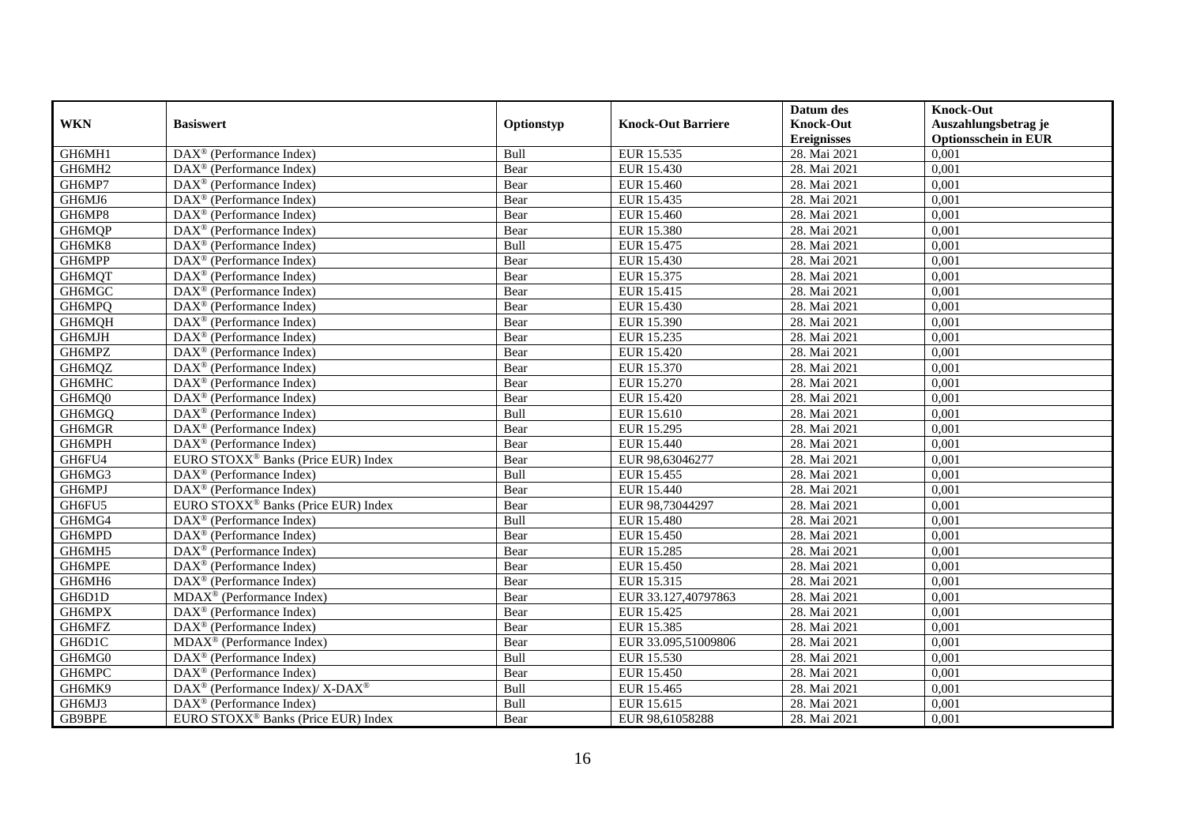| WKN | Basiswert | Optionstyp | Knock-Out Barriere | Datum des Knock-Out Ereignisses | Knock-Out Auszahlungsbetrag je Optionsschein in EUR |
|---|---|---|---|---|---|
| GH6MH1 | DAX® (Performance Index) | Bull | EUR 15.535 | 28. Mai 2021 | 0,001 |
| GH6MH2 | DAX® (Performance Index) | Bear | EUR 15.430 | 28. Mai 2021 | 0,001 |
| GH6MP7 | DAX® (Performance Index) | Bear | EUR 15.460 | 28. Mai 2021 | 0,001 |
| GH6MJ6 | DAX® (Performance Index) | Bear | EUR 15.435 | 28. Mai 2021 | 0,001 |
| GH6MP8 | DAX® (Performance Index) | Bear | EUR 15.460 | 28. Mai 2021 | 0,001 |
| GH6MQP | DAX® (Performance Index) | Bear | EUR 15.380 | 28. Mai 2021 | 0,001 |
| GH6MK8 | DAX® (Performance Index) | Bull | EUR 15.475 | 28. Mai 2021 | 0,001 |
| GH6MPP | DAX® (Performance Index) | Bear | EUR 15.430 | 28. Mai 2021 | 0,001 |
| GH6MQT | DAX® (Performance Index) | Bear | EUR 15.375 | 28. Mai 2021 | 0,001 |
| GH6MGC | DAX® (Performance Index) | Bear | EUR 15.415 | 28. Mai 2021 | 0,001 |
| GH6MPQ | DAX® (Performance Index) | Bear | EUR 15.430 | 28. Mai 2021 | 0,001 |
| GH6MQH | DAX® (Performance Index) | Bear | EUR 15.390 | 28. Mai 2021 | 0,001 |
| GH6MJH | DAX® (Performance Index) | Bear | EUR 15.235 | 28. Mai 2021 | 0,001 |
| GH6MPZ | DAX® (Performance Index) | Bear | EUR 15.420 | 28. Mai 2021 | 0,001 |
| GH6MQZ | DAX® (Performance Index) | Bear | EUR 15.370 | 28. Mai 2021 | 0,001 |
| GH6MHC | DAX® (Performance Index) | Bear | EUR 15.270 | 28. Mai 2021 | 0,001 |
| GH6MQ0 | DAX® (Performance Index) | Bear | EUR 15.420 | 28. Mai 2021 | 0,001 |
| GH6MGQ | DAX® (Performance Index) | Bull | EUR 15.610 | 28. Mai 2021 | 0,001 |
| GH6MGR | DAX® (Performance Index) | Bear | EUR 15.295 | 28. Mai 2021 | 0,001 |
| GH6MPH | DAX® (Performance Index) | Bear | EUR 15.440 | 28. Mai 2021 | 0,001 |
| GH6FU4 | EURO STOXX® Banks (Price EUR) Index | Bear | EUR 98,63046277 | 28. Mai 2021 | 0,001 |
| GH6MG3 | DAX® (Performance Index) | Bull | EUR 15.455 | 28. Mai 2021 | 0,001 |
| GH6MPJ | DAX® (Performance Index) | Bear | EUR 15.440 | 28. Mai 2021 | 0,001 |
| GH6FU5 | EURO STOXX® Banks (Price EUR) Index | Bear | EUR 98,73044297 | 28. Mai 2021 | 0,001 |
| GH6MG4 | DAX® (Performance Index) | Bull | EUR 15.480 | 28. Mai 2021 | 0,001 |
| GH6MPD | DAX® (Performance Index) | Bear | EUR 15.450 | 28. Mai 2021 | 0,001 |
| GH6MH5 | DAX® (Performance Index) | Bear | EUR 15.285 | 28. Mai 2021 | 0,001 |
| GH6MPE | DAX® (Performance Index) | Bear | EUR 15.450 | 28. Mai 2021 | 0,001 |
| GH6MH6 | DAX® (Performance Index) | Bear | EUR 15.315 | 28. Mai 2021 | 0,001 |
| GH6D1D | MDAX® (Performance Index) | Bear | EUR 33.127,40797863 | 28. Mai 2021 | 0,001 |
| GH6MPX | DAX® (Performance Index) | Bear | EUR 15.425 | 28. Mai 2021 | 0,001 |
| GH6MFZ | DAX® (Performance Index) | Bear | EUR 15.385 | 28. Mai 2021 | 0,001 |
| GH6D1C | MDAX® (Performance Index) | Bear | EUR 33.095,51009806 | 28. Mai 2021 | 0,001 |
| GH6MG0 | DAX® (Performance Index) | Bull | EUR 15.530 | 28. Mai 2021 | 0,001 |
| GH6MPC | DAX® (Performance Index) | Bear | EUR 15.450 | 28. Mai 2021 | 0,001 |
| GH6MK9 | DAX® (Performance Index)/ X-DAX® | Bull | EUR 15.465 | 28. Mai 2021 | 0,001 |
| GH6MJ3 | DAX® (Performance Index) | Bull | EUR 15.615 | 28. Mai 2021 | 0,001 |
| GB9BPE | EURO STOXX® Banks (Price EUR) Index | Bear | EUR 98,61058288 | 28. Mai 2021 | 0,001 |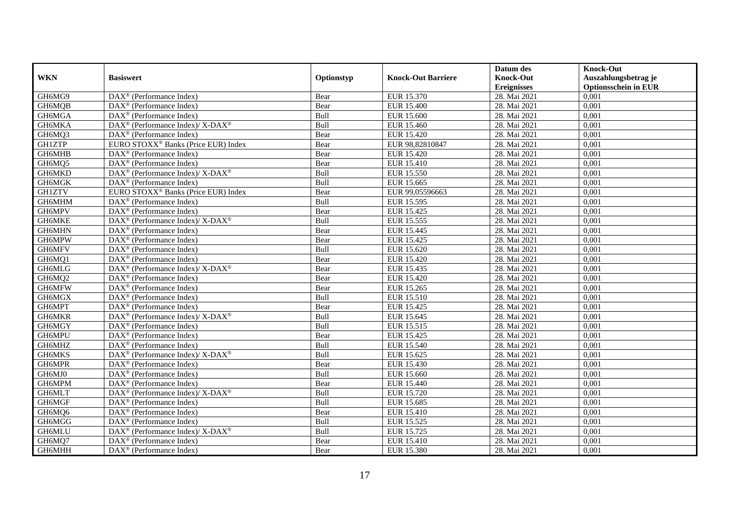| WKN | Basiswert | Optionstyp | Knock-Out Barriere | Datum des Knock-Out Ereignisses | Knock-Out Auszahlungsbetrag je Optionsschein in EUR |
|---|---|---|---|---|---|
| GH6MG9 | DAX® (Performance Index) | Bear | EUR 15.370 | 28. Mai 2021 | 0,001 |
| GH6MQB | DAX® (Performance Index) | Bear | EUR 15.400 | 28. Mai 2021 | 0,001 |
| GH6MGA | DAX® (Performance Index) | Bull | EUR 15.600 | 28. Mai 2021 | 0,001 |
| GH6MKA | DAX® (Performance Index)/ X-DAX® | Bull | EUR 15.460 | 28. Mai 2021 | 0,001 |
| GH6MQ3 | DAX® (Performance Index) | Bear | EUR 15.420 | 28. Mai 2021 | 0,001 |
| GH1ZTP | EURO STOXX® Banks (Price EUR) Index | Bear | EUR 98,82810847 | 28. Mai 2021 | 0,001 |
| GH6MHB | DAX® (Performance Index) | Bear | EUR 15.420 | 28. Mai 2021 | 0,001 |
| GH6MQ5 | DAX® (Performance Index) | Bear | EUR 15.410 | 28. Mai 2021 | 0,001 |
| GH6MKD | DAX® (Performance Index)/ X-DAX® | Bull | EUR 15.550 | 28. Mai 2021 | 0,001 |
| GH6MGK | DAX® (Performance Index) | Bull | EUR 15.665 | 28. Mai 2021 | 0,001 |
| GH1ZTV | EURO STOXX® Banks (Price EUR) Index | Bear | EUR 99,05596663 | 28. Mai 2021 | 0,001 |
| GH6MHM | DAX® (Performance Index) | Bull | EUR 15.595 | 28. Mai 2021 | 0,001 |
| GH6MPV | DAX® (Performance Index) | Bear | EUR 15.425 | 28. Mai 2021 | 0,001 |
| GH6MKE | DAX® (Performance Index)/ X-DAX® | Bull | EUR 15.555 | 28. Mai 2021 | 0,001 |
| GH6MHN | DAX® (Performance Index) | Bear | EUR 15.445 | 28. Mai 2021 | 0,001 |
| GH6MPW | DAX® (Performance Index) | Bear | EUR 15.425 | 28. Mai 2021 | 0,001 |
| GH6MFV | DAX® (Performance Index) | Bull | EUR 15.620 | 28. Mai 2021 | 0,001 |
| GH6MQ1 | DAX® (Performance Index) | Bear | EUR 15.420 | 28. Mai 2021 | 0,001 |
| GH6MLG | DAX® (Performance Index)/ X-DAX® | Bear | EUR 15.435 | 28. Mai 2021 | 0,001 |
| GH6MQ2 | DAX® (Performance Index) | Bear | EUR 15.420 | 28. Mai 2021 | 0,001 |
| GH6MFW | DAX® (Performance Index) | Bear | EUR 15.265 | 28. Mai 2021 | 0,001 |
| GH6MGX | DAX® (Performance Index) | Bull | EUR 15.510 | 28. Mai 2021 | 0,001 |
| GH6MPT | DAX® (Performance Index) | Bear | EUR 15.425 | 28. Mai 2021 | 0,001 |
| GH6MKR | DAX® (Performance Index)/ X-DAX® | Bull | EUR 15.645 | 28. Mai 2021 | 0,001 |
| GH6MGY | DAX® (Performance Index) | Bull | EUR 15.515 | 28. Mai 2021 | 0,001 |
| GH6MPU | DAX® (Performance Index) | Bear | EUR 15.425 | 28. Mai 2021 | 0,001 |
| GH6MHZ | DAX® (Performance Index) | Bull | EUR 15.540 | 28. Mai 2021 | 0,001 |
| GH6MKS | DAX® (Performance Index)/ X-DAX® | Bull | EUR 15.625 | 28. Mai 2021 | 0,001 |
| GH6MPR | DAX® (Performance Index) | Bear | EUR 15.430 | 28. Mai 2021 | 0,001 |
| GH6MJ0 | DAX® (Performance Index) | Bull | EUR 15.660 | 28. Mai 2021 | 0,001 |
| GH6MPM | DAX® (Performance Index) | Bear | EUR 15.440 | 28. Mai 2021 | 0,001 |
| GH6MLT | DAX® (Performance Index)/ X-DAX® | Bull | EUR 15.720 | 28. Mai 2021 | 0,001 |
| GH6MGF | DAX® (Performance Index) | Bull | EUR 15.685 | 28. Mai 2021 | 0,001 |
| GH6MQ6 | DAX® (Performance Index) | Bear | EUR 15.410 | 28. Mai 2021 | 0,001 |
| GH6MGG | DAX® (Performance Index) | Bull | EUR 15.525 | 28. Mai 2021 | 0,001 |
| GH6MLU | DAX® (Performance Index)/ X-DAX® | Bull | EUR 15.725 | 28. Mai 2021 | 0,001 |
| GH6MQ7 | DAX® (Performance Index) | Bear | EUR 15.410 | 28. Mai 2021 | 0,001 |
| GH6MHH | DAX® (Performance Index) | Bear | EUR 15.380 | 28. Mai 2021 | 0,001 |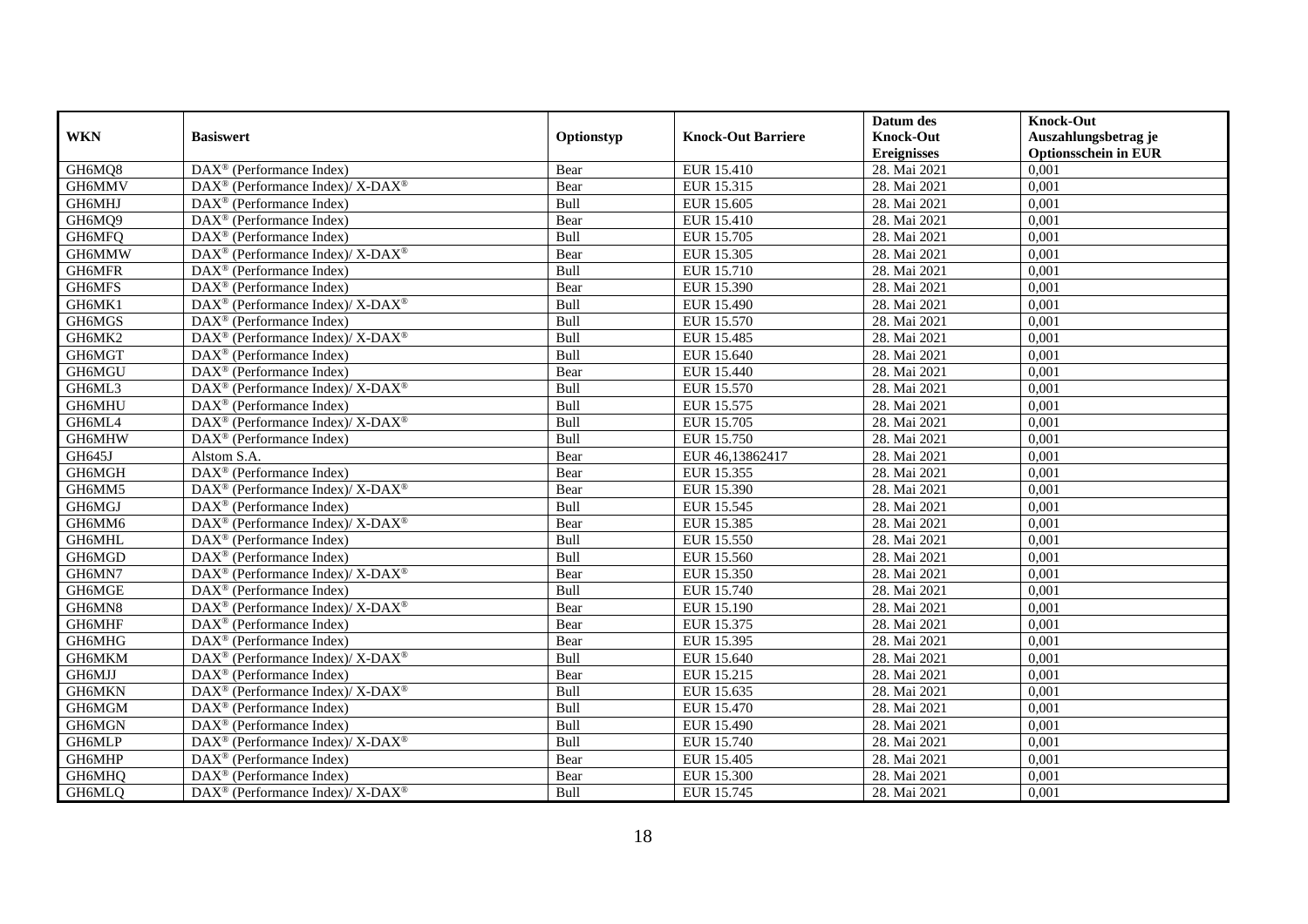| WKN | Basiswert | Optionstyp | Knock-Out Barriere | Datum des Knock-Out Ereignisses | Knock-Out Auszahlungsbetrag je Optionsschein in EUR |
|---|---|---|---|---|---|
| GH6MQ8 | DAX® (Performance Index) | Bear | EUR 15.410 | 28. Mai 2021 | 0,001 |
| GH6MMV | DAX® (Performance Index)/ X-DAX® | Bear | EUR 15.315 | 28. Mai 2021 | 0,001 |
| GH6MHJ | DAX® (Performance Index) | Bull | EUR 15.605 | 28. Mai 2021 | 0,001 |
| GH6MQ9 | DAX® (Performance Index) | Bear | EUR 15.410 | 28. Mai 2021 | 0,001 |
| GH6MFQ | DAX® (Performance Index) | Bull | EUR 15.705 | 28. Mai 2021 | 0,001 |
| GH6MMW | DAX® (Performance Index)/ X-DAX® | Bear | EUR 15.305 | 28. Mai 2021 | 0,001 |
| GH6MFR | DAX® (Performance Index) | Bull | EUR 15.710 | 28. Mai 2021 | 0,001 |
| GH6MFS | DAX® (Performance Index) | Bear | EUR 15.390 | 28. Mai 2021 | 0,001 |
| GH6MK1 | DAX® (Performance Index)/ X-DAX® | Bull | EUR 15.490 | 28. Mai 2021 | 0,001 |
| GH6MGS | DAX® (Performance Index) | Bull | EUR 15.570 | 28. Mai 2021 | 0,001 |
| GH6MK2 | DAX® (Performance Index)/ X-DAX® | Bull | EUR 15.485 | 28. Mai 2021 | 0,001 |
| GH6MGT | DAX® (Performance Index) | Bull | EUR 15.640 | 28. Mai 2021 | 0,001 |
| GH6MGU | DAX® (Performance Index) | Bear | EUR 15.440 | 28. Mai 2021 | 0,001 |
| GH6ML3 | DAX® (Performance Index)/ X-DAX® | Bull | EUR 15.570 | 28. Mai 2021 | 0,001 |
| GH6MHU | DAX® (Performance Index) | Bull | EUR 15.575 | 28. Mai 2021 | 0,001 |
| GH6ML4 | DAX® (Performance Index)/ X-DAX® | Bull | EUR 15.705 | 28. Mai 2021 | 0,001 |
| GH6MHW | DAX® (Performance Index) | Bull | EUR 15.750 | 28. Mai 2021 | 0,001 |
| GH645J | Alstom S.A. | Bear | EUR 46,13862417 | 28. Mai 2021 | 0,001 |
| GH6MGH | DAX® (Performance Index) | Bear | EUR 15.355 | 28. Mai 2021 | 0,001 |
| GH6MM5 | DAX® (Performance Index)/ X-DAX® | Bear | EUR 15.390 | 28. Mai 2021 | 0,001 |
| GH6MGJ | DAX® (Performance Index) | Bull | EUR 15.545 | 28. Mai 2021 | 0,001 |
| GH6MM6 | DAX® (Performance Index)/ X-DAX® | Bear | EUR 15.385 | 28. Mai 2021 | 0,001 |
| GH6MHL | DAX® (Performance Index) | Bull | EUR 15.550 | 28. Mai 2021 | 0,001 |
| GH6MGD | DAX® (Performance Index) | Bull | EUR 15.560 | 28. Mai 2021 | 0,001 |
| GH6MN7 | DAX® (Performance Index)/ X-DAX® | Bear | EUR 15.350 | 28. Mai 2021 | 0,001 |
| GH6MGE | DAX® (Performance Index) | Bull | EUR 15.740 | 28. Mai 2021 | 0,001 |
| GH6MN8 | DAX® (Performance Index)/ X-DAX® | Bear | EUR 15.190 | 28. Mai 2021 | 0,001 |
| GH6MHF | DAX® (Performance Index) | Bear | EUR 15.375 | 28. Mai 2021 | 0,001 |
| GH6MHG | DAX® (Performance Index) | Bear | EUR 15.395 | 28. Mai 2021 | 0,001 |
| GH6MKM | DAX® (Performance Index)/ X-DAX® | Bull | EUR 15.640 | 28. Mai 2021 | 0,001 |
| GH6MJJ | DAX® (Performance Index) | Bear | EUR 15.215 | 28. Mai 2021 | 0,001 |
| GH6MKN | DAX® (Performance Index)/ X-DAX® | Bull | EUR 15.635 | 28. Mai 2021 | 0,001 |
| GH6MGM | DAX® (Performance Index) | Bull | EUR 15.470 | 28. Mai 2021 | 0,001 |
| GH6MGN | DAX® (Performance Index) | Bull | EUR 15.490 | 28. Mai 2021 | 0,001 |
| GH6MLP | DAX® (Performance Index)/ X-DAX® | Bull | EUR 15.740 | 28. Mai 2021 | 0,001 |
| GH6MHP | DAX® (Performance Index) | Bear | EUR 15.405 | 28. Mai 2021 | 0,001 |
| GH6MHQ | DAX® (Performance Index) | Bear | EUR 15.300 | 28. Mai 2021 | 0,001 |
| GH6MLQ | DAX® (Performance Index)/ X-DAX® | Bull | EUR 15.745 | 28. Mai 2021 | 0,001 |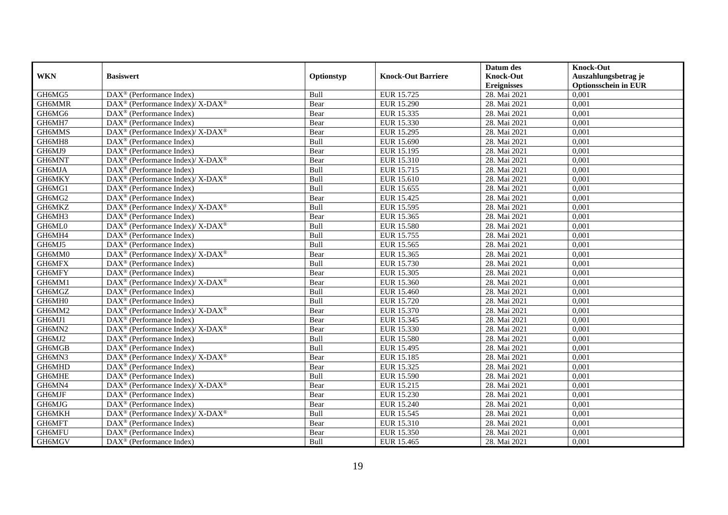| WKN | Basiswert | Optionstyp | Knock-Out Barriere | Datum des Knock-Out Ereignisses | Knock-Out Auszahlungsbetrag je Optionsschein in EUR |
|---|---|---|---|---|---|
| GH6MG5 | DAX® (Performance Index) | Bull | EUR 15.725 | 28. Mai 2021 | 0,001 |
| GH6MMR | DAX® (Performance Index)/ X-DAX® | Bear | EUR 15.290 | 28. Mai 2021 | 0,001 |
| GH6MG6 | DAX® (Performance Index) | Bear | EUR 15.335 | 28. Mai 2021 | 0,001 |
| GH6MH7 | DAX® (Performance Index) | Bear | EUR 15.330 | 28. Mai 2021 | 0,001 |
| GH6MMS | DAX® (Performance Index)/ X-DAX® | Bear | EUR 15.295 | 28. Mai 2021 | 0,001 |
| GH6MH8 | DAX® (Performance Index) | Bull | EUR 15.690 | 28. Mai 2021 | 0,001 |
| GH6MJ9 | DAX® (Performance Index) | Bear | EUR 15.195 | 28. Mai 2021 | 0,001 |
| GH6MNT | DAX® (Performance Index)/ X-DAX® | Bear | EUR 15.310 | 28. Mai 2021 | 0,001 |
| GH6MJA | DAX® (Performance Index) | Bull | EUR 15.715 | 28. Mai 2021 | 0,001 |
| GH6MKY | DAX® (Performance Index)/ X-DAX® | Bull | EUR 15.610 | 28. Mai 2021 | 0,001 |
| GH6MG1 | DAX® (Performance Index) | Bull | EUR 15.655 | 28. Mai 2021 | 0,001 |
| GH6MG2 | DAX® (Performance Index) | Bear | EUR 15.425 | 28. Mai 2021 | 0,001 |
| GH6MKZ | DAX® (Performance Index)/ X-DAX® | Bull | EUR 15.595 | 28. Mai 2021 | 0,001 |
| GH6MH3 | DAX® (Performance Index) | Bear | EUR 15.365 | 28. Mai 2021 | 0,001 |
| GH6ML0 | DAX® (Performance Index)/ X-DAX® | Bull | EUR 15.580 | 28. Mai 2021 | 0,001 |
| GH6MH4 | DAX® (Performance Index) | Bull | EUR 15.755 | 28. Mai 2021 | 0,001 |
| GH6MJ5 | DAX® (Performance Index) | Bull | EUR 15.565 | 28. Mai 2021 | 0,001 |
| GH6MM0 | DAX® (Performance Index)/ X-DAX® | Bear | EUR 15.365 | 28. Mai 2021 | 0,001 |
| GH6MFX | DAX® (Performance Index) | Bull | EUR 15.730 | 28. Mai 2021 | 0,001 |
| GH6MFY | DAX® (Performance Index) | Bear | EUR 15.305 | 28. Mai 2021 | 0,001 |
| GH6MM1 | DAX® (Performance Index)/ X-DAX® | Bear | EUR 15.360 | 28. Mai 2021 | 0,001 |
| GH6MGZ | DAX® (Performance Index) | Bull | EUR 15.460 | 28. Mai 2021 | 0,001 |
| GH6MH0 | DAX® (Performance Index) | Bull | EUR 15.720 | 28. Mai 2021 | 0,001 |
| GH6MM2 | DAX® (Performance Index)/ X-DAX® | Bear | EUR 15.370 | 28. Mai 2021 | 0,001 |
| GH6MJ1 | DAX® (Performance Index) | Bear | EUR 15.345 | 28. Mai 2021 | 0,001 |
| GH6MN2 | DAX® (Performance Index)/ X-DAX® | Bear | EUR 15.330 | 28. Mai 2021 | 0,001 |
| GH6MJ2 | DAX® (Performance Index) | Bull | EUR 15.580 | 28. Mai 2021 | 0,001 |
| GH6MGB | DAX® (Performance Index) | Bull | EUR 15.495 | 28. Mai 2021 | 0,001 |
| GH6MN3 | DAX® (Performance Index)/ X-DAX® | Bear | EUR 15.185 | 28. Mai 2021 | 0,001 |
| GH6MHD | DAX® (Performance Index) | Bear | EUR 15.325 | 28. Mai 2021 | 0,001 |
| GH6MHE | DAX® (Performance Index) | Bull | EUR 15.590 | 28. Mai 2021 | 0,001 |
| GH6MN4 | DAX® (Performance Index)/ X-DAX® | Bear | EUR 15.215 | 28. Mai 2021 | 0,001 |
| GH6MJF | DAX® (Performance Index) | Bear | EUR 15.230 | 28. Mai 2021 | 0,001 |
| GH6MJG | DAX® (Performance Index) | Bear | EUR 15.240 | 28. Mai 2021 | 0,001 |
| GH6MKH | DAX® (Performance Index)/ X-DAX® | Bull | EUR 15.545 | 28. Mai 2021 | 0,001 |
| GH6MFT | DAX® (Performance Index) | Bear | EUR 15.310 | 28. Mai 2021 | 0,001 |
| GH6MFU | DAX® (Performance Index) | Bear | EUR 15.350 | 28. Mai 2021 | 0,001 |
| GH6MGV | DAX® (Performance Index) | Bull | EUR 15.465 | 28. Mai 2021 | 0,001 |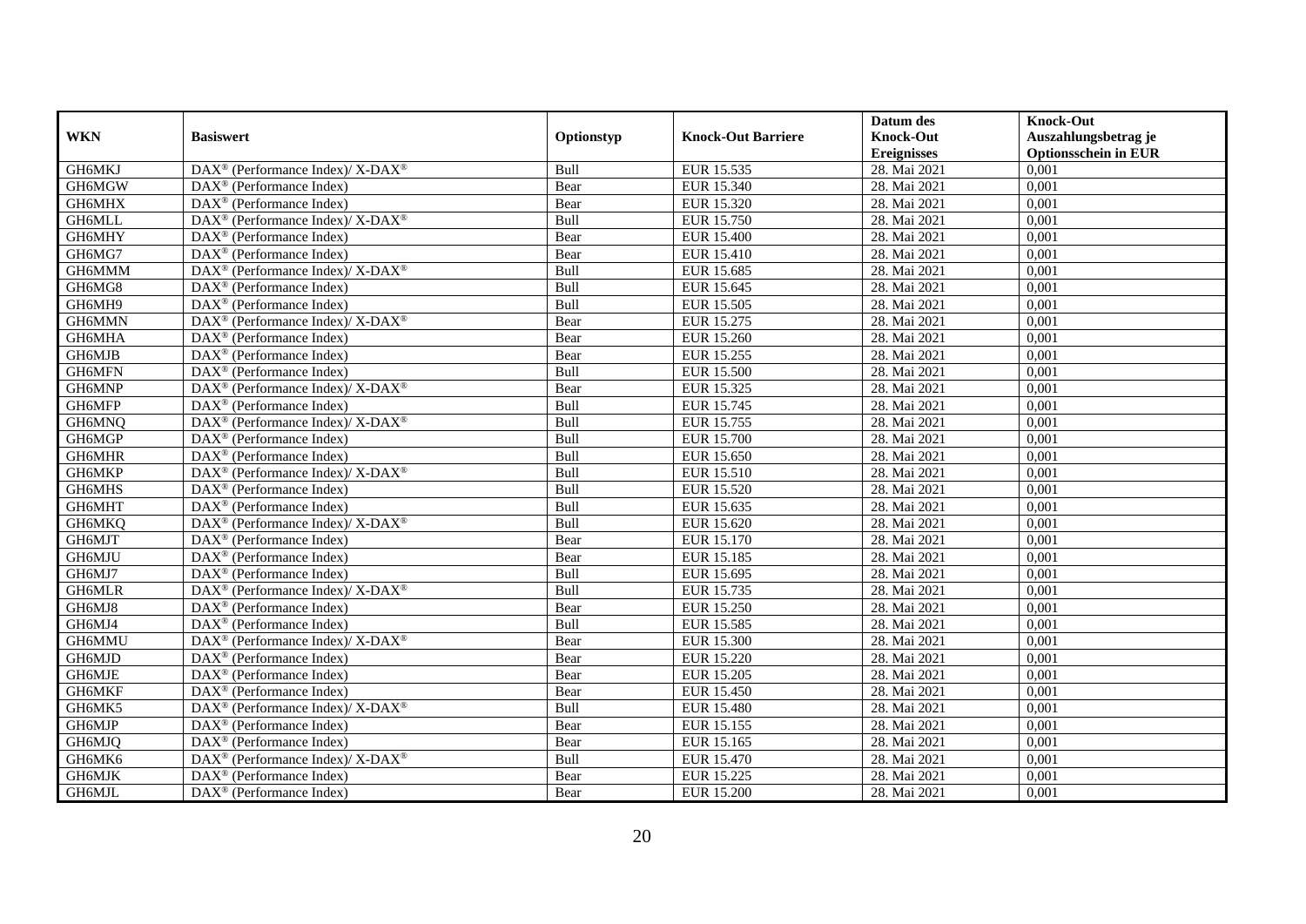| WKN | Basiswert | Optionstyp | Knock-Out Barriere | Datum des Knock-Out Ereignisses | Knock-Out Auszahlungsbetrag je Optionsschein in EUR |
|---|---|---|---|---|---|
| GH6MKJ | DAX® (Performance Index)/ X-DAX® | Bull | EUR 15.535 | 28. Mai 2021 | 0,001 |
| GH6MGW | DAX® (Performance Index) | Bear | EUR 15.340 | 28. Mai 2021 | 0,001 |
| GH6MHX | DAX® (Performance Index) | Bear | EUR 15.320 | 28. Mai 2021 | 0,001 |
| GH6MLL | DAX® (Performance Index)/ X-DAX® | Bull | EUR 15.750 | 28. Mai 2021 | 0,001 |
| GH6MHY | DAX® (Performance Index) | Bear | EUR 15.400 | 28. Mai 2021 | 0,001 |
| GH6MG7 | DAX® (Performance Index) | Bear | EUR 15.410 | 28. Mai 2021 | 0,001 |
| GH6MMM | DAX® (Performance Index)/ X-DAX® | Bull | EUR 15.685 | 28. Mai 2021 | 0,001 |
| GH6MG8 | DAX® (Performance Index) | Bull | EUR 15.645 | 28. Mai 2021 | 0,001 |
| GH6MH9 | DAX® (Performance Index) | Bull | EUR 15.505 | 28. Mai 2021 | 0,001 |
| GH6MMN | DAX® (Performance Index)/ X-DAX® | Bear | EUR 15.275 | 28. Mai 2021 | 0,001 |
| GH6MHA | DAX® (Performance Index) | Bear | EUR 15.260 | 28. Mai 2021 | 0,001 |
| GH6MJB | DAX® (Performance Index) | Bear | EUR 15.255 | 28. Mai 2021 | 0,001 |
| GH6MFN | DAX® (Performance Index) | Bull | EUR 15.500 | 28. Mai 2021 | 0,001 |
| GH6MNP | DAX® (Performance Index)/ X-DAX® | Bear | EUR 15.325 | 28. Mai 2021 | 0,001 |
| GH6MFP | DAX® (Performance Index) | Bull | EUR 15.745 | 28. Mai 2021 | 0,001 |
| GH6MNQ | DAX® (Performance Index)/ X-DAX® | Bull | EUR 15.755 | 28. Mai 2021 | 0,001 |
| GH6MGP | DAX® (Performance Index) | Bull | EUR 15.700 | 28. Mai 2021 | 0,001 |
| GH6MHR | DAX® (Performance Index) | Bull | EUR 15.650 | 28. Mai 2021 | 0,001 |
| GH6MKP | DAX® (Performance Index)/ X-DAX® | Bull | EUR 15.510 | 28. Mai 2021 | 0,001 |
| GH6MHS | DAX® (Performance Index) | Bull | EUR 15.520 | 28. Mai 2021 | 0,001 |
| GH6MHT | DAX® (Performance Index) | Bull | EUR 15.635 | 28. Mai 2021 | 0,001 |
| GH6MKQ | DAX® (Performance Index)/ X-DAX® | Bull | EUR 15.620 | 28. Mai 2021 | 0,001 |
| GH6MJT | DAX® (Performance Index) | Bear | EUR 15.170 | 28. Mai 2021 | 0,001 |
| GH6MJU | DAX® (Performance Index) | Bear | EUR 15.185 | 28. Mai 2021 | 0,001 |
| GH6MJ7 | DAX® (Performance Index) | Bull | EUR 15.695 | 28. Mai 2021 | 0,001 |
| GH6MLR | DAX® (Performance Index)/ X-DAX® | Bull | EUR 15.735 | 28. Mai 2021 | 0,001 |
| GH6MJ8 | DAX® (Performance Index) | Bear | EUR 15.250 | 28. Mai 2021 | 0,001 |
| GH6MJ4 | DAX® (Performance Index) | Bull | EUR 15.585 | 28. Mai 2021 | 0,001 |
| GH6MMU | DAX® (Performance Index)/ X-DAX® | Bear | EUR 15.300 | 28. Mai 2021 | 0,001 |
| GH6MJD | DAX® (Performance Index) | Bear | EUR 15.220 | 28. Mai 2021 | 0,001 |
| GH6MJE | DAX® (Performance Index) | Bear | EUR 15.205 | 28. Mai 2021 | 0,001 |
| GH6MKF | DAX® (Performance Index) | Bear | EUR 15.450 | 28. Mai 2021 | 0,001 |
| GH6MK5 | DAX® (Performance Index)/ X-DAX® | Bull | EUR 15.480 | 28. Mai 2021 | 0,001 |
| GH6MJP | DAX® (Performance Index) | Bear | EUR 15.155 | 28. Mai 2021 | 0,001 |
| GH6MJQ | DAX® (Performance Index) | Bear | EUR 15.165 | 28. Mai 2021 | 0,001 |
| GH6MK6 | DAX® (Performance Index)/ X-DAX® | Bull | EUR 15.470 | 28. Mai 2021 | 0,001 |
| GH6MJK | DAX® (Performance Index) | Bear | EUR 15.225 | 28. Mai 2021 | 0,001 |
| GH6MJL | DAX® (Performance Index) | Bear | EUR 15.200 | 28. Mai 2021 | 0,001 |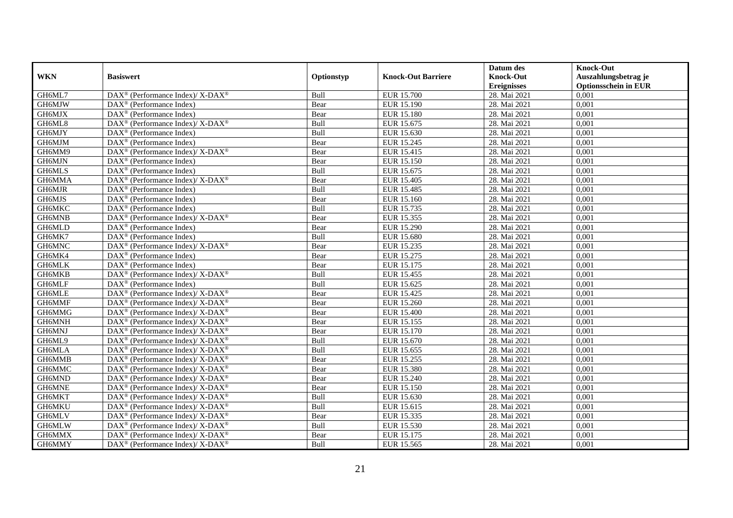| WKN | Basiswert | Optionstyp | Knock-Out Barriere | Datum des Knock-Out Ereignisses | Knock-Out Auszahlungsbetrag je Optionsschein in EUR |
|---|---|---|---|---|---|
| GH6ML7 | DAX® (Performance Index)/ X-DAX® | Bull | EUR 15.700 | 28. Mai 2021 | 0,001 |
| GH6MJW | DAX® (Performance Index) | Bear | EUR 15.190 | 28. Mai 2021 | 0,001 |
| GH6MJX | DAX® (Performance Index) | Bear | EUR 15.180 | 28. Mai 2021 | 0,001 |
| GH6ML8 | DAX® (Performance Index)/ X-DAX® | Bull | EUR 15.675 | 28. Mai 2021 | 0,001 |
| GH6MJY | DAX® (Performance Index) | Bull | EUR 15.630 | 28. Mai 2021 | 0,001 |
| GH6MJM | DAX® (Performance Index) | Bear | EUR 15.245 | 28. Mai 2021 | 0,001 |
| GH6MM9 | DAX® (Performance Index)/ X-DAX® | Bear | EUR 15.415 | 28. Mai 2021 | 0,001 |
| GH6MJN | DAX® (Performance Index) | Bear | EUR 15.150 | 28. Mai 2021 | 0,001 |
| GH6MLS | DAX® (Performance Index) | Bull | EUR 15.675 | 28. Mai 2021 | 0,001 |
| GH6MMA | DAX® (Performance Index)/ X-DAX® | Bear | EUR 15.405 | 28. Mai 2021 | 0,001 |
| GH6MJR | DAX® (Performance Index) | Bull | EUR 15.485 | 28. Mai 2021 | 0,001 |
| GH6MJS | DAX® (Performance Index) | Bear | EUR 15.160 | 28. Mai 2021 | 0,001 |
| GH6MKC | DAX® (Performance Index) | Bull | EUR 15.735 | 28. Mai 2021 | 0,001 |
| GH6MNB | DAX® (Performance Index)/ X-DAX® | Bear | EUR 15.355 | 28. Mai 2021 | 0,001 |
| GH6MLD | DAX® (Performance Index) | Bear | EUR 15.290 | 28. Mai 2021 | 0,001 |
| GH6MK7 | DAX® (Performance Index) | Bull | EUR 15.680 | 28. Mai 2021 | 0,001 |
| GH6MNC | DAX® (Performance Index)/ X-DAX® | Bear | EUR 15.235 | 28. Mai 2021 | 0,001 |
| GH6MK4 | DAX® (Performance Index) | Bear | EUR 15.275 | 28. Mai 2021 | 0,001 |
| GH6MLK | DAX® (Performance Index) | Bear | EUR 15.175 | 28. Mai 2021 | 0,001 |
| GH6MKB | DAX® (Performance Index)/ X-DAX® | Bull | EUR 15.455 | 28. Mai 2021 | 0,001 |
| GH6MLF | DAX® (Performance Index) | Bull | EUR 15.625 | 28. Mai 2021 | 0,001 |
| GH6MLE | DAX® (Performance Index)/ X-DAX® | Bear | EUR 15.425 | 28. Mai 2021 | 0,001 |
| GH6MMF | DAX® (Performance Index)/ X-DAX® | Bear | EUR 15.260 | 28. Mai 2021 | 0,001 |
| GH6MMG | DAX® (Performance Index)/ X-DAX® | Bear | EUR 15.400 | 28. Mai 2021 | 0,001 |
| GH6MNH | DAX® (Performance Index)/ X-DAX® | Bear | EUR 15.155 | 28. Mai 2021 | 0,001 |
| GH6MNJ | DAX® (Performance Index)/ X-DAX® | Bear | EUR 15.170 | 28. Mai 2021 | 0,001 |
| GH6ML9 | DAX® (Performance Index)/ X-DAX® | Bull | EUR 15.670 | 28. Mai 2021 | 0,001 |
| GH6MLA | DAX® (Performance Index)/ X-DAX® | Bull | EUR 15.655 | 28. Mai 2021 | 0,001 |
| GH6MMB | DAX® (Performance Index)/ X-DAX® | Bear | EUR 15.255 | 28. Mai 2021 | 0,001 |
| GH6MMC | DAX® (Performance Index)/ X-DAX® | Bear | EUR 15.380 | 28. Mai 2021 | 0,001 |
| GH6MND | DAX® (Performance Index)/ X-DAX® | Bear | EUR 15.240 | 28. Mai 2021 | 0,001 |
| GH6MNE | DAX® (Performance Index)/ X-DAX® | Bear | EUR 15.150 | 28. Mai 2021 | 0,001 |
| GH6MKT | DAX® (Performance Index)/ X-DAX® | Bull | EUR 15.630 | 28. Mai 2021 | 0,001 |
| GH6MKU | DAX® (Performance Index)/ X-DAX® | Bull | EUR 15.615 | 28. Mai 2021 | 0,001 |
| GH6MLV | DAX® (Performance Index)/ X-DAX® | Bear | EUR 15.335 | 28. Mai 2021 | 0,001 |
| GH6MLW | DAX® (Performance Index)/ X-DAX® | Bull | EUR 15.530 | 28. Mai 2021 | 0,001 |
| GH6MMX | DAX® (Performance Index)/ X-DAX® | Bear | EUR 15.175 | 28. Mai 2021 | 0,001 |
| GH6MMY | DAX® (Performance Index)/ X-DAX® | Bull | EUR 15.565 | 28. Mai 2021 | 0,001 |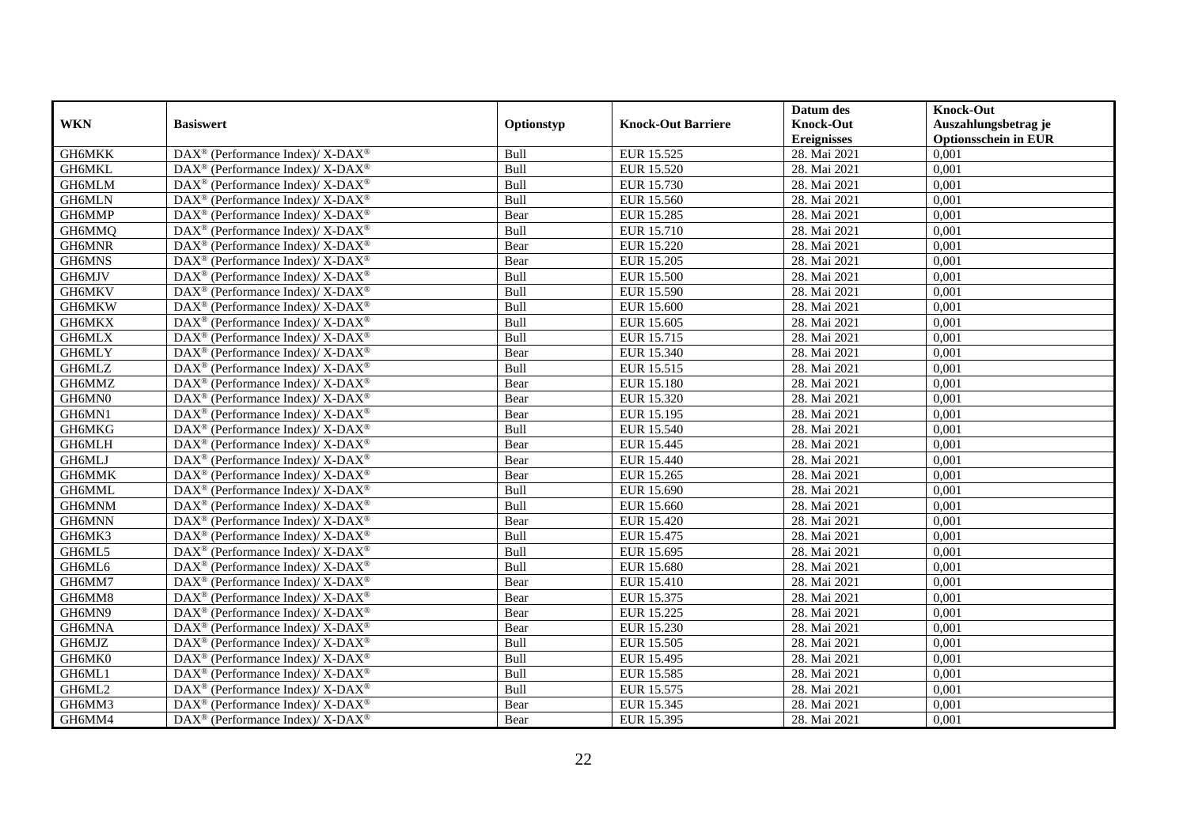| WKN | Basiswert | Optionstyp | Knock-Out Barriere | Datum des Knock-Out Ereignisses | Knock-Out Auszahlungsbetrag je Optionsschein in EUR |
|---|---|---|---|---|---|
| GH6MKK | DAX® (Performance Index)/ X-DAX® | Bull | EUR 15.525 | 28. Mai 2021 | 0,001 |
| GH6MKL | DAX® (Performance Index)/ X-DAX® | Bull | EUR 15.520 | 28. Mai 2021 | 0,001 |
| GH6MLM | DAX® (Performance Index)/ X-DAX® | Bull | EUR 15.730 | 28. Mai 2021 | 0,001 |
| GH6MLN | DAX® (Performance Index)/ X-DAX® | Bull | EUR 15.560 | 28. Mai 2021 | 0,001 |
| GH6MMP | DAX® (Performance Index)/ X-DAX® | Bear | EUR 15.285 | 28. Mai 2021 | 0,001 |
| GH6MMQ | DAX® (Performance Index)/ X-DAX® | Bull | EUR 15.710 | 28. Mai 2021 | 0,001 |
| GH6MNR | DAX® (Performance Index)/ X-DAX® | Bear | EUR 15.220 | 28. Mai 2021 | 0,001 |
| GH6MNS | DAX® (Performance Index)/ X-DAX® | Bear | EUR 15.205 | 28. Mai 2021 | 0,001 |
| GH6MJV | DAX® (Performance Index)/ X-DAX® | Bull | EUR 15.500 | 28. Mai 2021 | 0,001 |
| GH6MKV | DAX® (Performance Index)/ X-DAX® | Bull | EUR 15.590 | 28. Mai 2021 | 0,001 |
| GH6MKW | DAX® (Performance Index)/ X-DAX® | Bull | EUR 15.600 | 28. Mai 2021 | 0,001 |
| GH6MKX | DAX® (Performance Index)/ X-DAX® | Bull | EUR 15.605 | 28. Mai 2021 | 0,001 |
| GH6MLX | DAX® (Performance Index)/ X-DAX® | Bull | EUR 15.715 | 28. Mai 2021 | 0,001 |
| GH6MLY | DAX® (Performance Index)/ X-DAX® | Bear | EUR 15.340 | 28. Mai 2021 | 0,001 |
| GH6MLZ | DAX® (Performance Index)/ X-DAX® | Bull | EUR 15.515 | 28. Mai 2021 | 0,001 |
| GH6MMZ | DAX® (Performance Index)/ X-DAX® | Bear | EUR 15.180 | 28. Mai 2021 | 0,001 |
| GH6MN0 | DAX® (Performance Index)/ X-DAX® | Bear | EUR 15.320 | 28. Mai 2021 | 0,001 |
| GH6MN1 | DAX® (Performance Index)/ X-DAX® | Bear | EUR 15.195 | 28. Mai 2021 | 0,001 |
| GH6MKG | DAX® (Performance Index)/ X-DAX® | Bull | EUR 15.540 | 28. Mai 2021 | 0,001 |
| GH6MLH | DAX® (Performance Index)/ X-DAX® | Bear | EUR 15.445 | 28. Mai 2021 | 0,001 |
| GH6MLJ | DAX® (Performance Index)/ X-DAX® | Bear | EUR 15.440 | 28. Mai 2021 | 0,001 |
| GH6MMK | DAX® (Performance Index)/ X-DAX® | Bear | EUR 15.265 | 28. Mai 2021 | 0,001 |
| GH6MML | DAX® (Performance Index)/ X-DAX® | Bull | EUR 15.690 | 28. Mai 2021 | 0,001 |
| GH6MNM | DAX® (Performance Index)/ X-DAX® | Bull | EUR 15.660 | 28. Mai 2021 | 0,001 |
| GH6MNN | DAX® (Performance Index)/ X-DAX® | Bear | EUR 15.420 | 28. Mai 2021 | 0,001 |
| GH6MK3 | DAX® (Performance Index)/ X-DAX® | Bull | EUR 15.475 | 28. Mai 2021 | 0,001 |
| GH6ML5 | DAX® (Performance Index)/ X-DAX® | Bull | EUR 15.695 | 28. Mai 2021 | 0,001 |
| GH6ML6 | DAX® (Performance Index)/ X-DAX® | Bull | EUR 15.680 | 28. Mai 2021 | 0,001 |
| GH6MM7 | DAX® (Performance Index)/ X-DAX® | Bear | EUR 15.410 | 28. Mai 2021 | 0,001 |
| GH6MM8 | DAX® (Performance Index)/ X-DAX® | Bear | EUR 15.375 | 28. Mai 2021 | 0,001 |
| GH6MN9 | DAX® (Performance Index)/ X-DAX® | Bear | EUR 15.225 | 28. Mai 2021 | 0,001 |
| GH6MNA | DAX® (Performance Index)/ X-DAX® | Bear | EUR 15.230 | 28. Mai 2021 | 0,001 |
| GH6MJZ | DAX® (Performance Index)/ X-DAX® | Bull | EUR 15.505 | 28. Mai 2021 | 0,001 |
| GH6MK0 | DAX® (Performance Index)/ X-DAX® | Bull | EUR 15.495 | 28. Mai 2021 | 0,001 |
| GH6ML1 | DAX® (Performance Index)/ X-DAX® | Bull | EUR 15.585 | 28. Mai 2021 | 0,001 |
| GH6ML2 | DAX® (Performance Index)/ X-DAX® | Bull | EUR 15.575 | 28. Mai 2021 | 0,001 |
| GH6MM3 | DAX® (Performance Index)/ X-DAX® | Bear | EUR 15.345 | 28. Mai 2021 | 0,001 |
| GH6MM4 | DAX® (Performance Index)/ X-DAX® | Bear | EUR 15.395 | 28. Mai 2021 | 0,001 |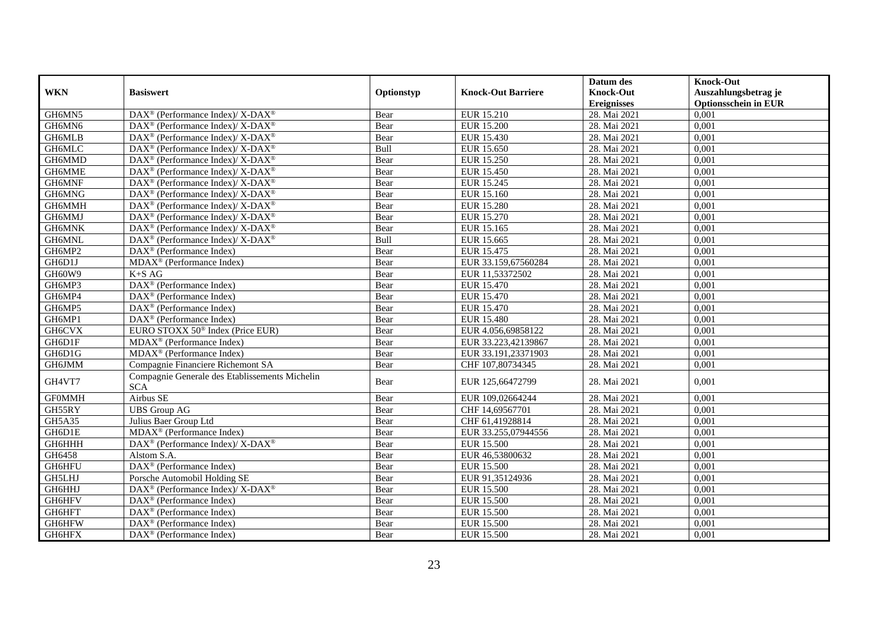| WKN | Basiswert | Optionstyp | Knock-Out Barriere | Datum des Knock-Out Ereignisses | Knock-Out Auszahlungsbetrag je Optionsschein in EUR |
|---|---|---|---|---|---|
| GH6MN5 | DAX® (Performance Index)/ X-DAX® | Bear | EUR 15.210 | 28. Mai 2021 | 0,001 |
| GH6MN6 | DAX® (Performance Index)/ X-DAX® | Bear | EUR 15.200 | 28. Mai 2021 | 0,001 |
| GH6MLB | DAX® (Performance Index)/ X-DAX® | Bear | EUR 15.430 | 28. Mai 2021 | 0,001 |
| GH6MLC | DAX® (Performance Index)/ X-DAX® | Bull | EUR 15.650 | 28. Mai 2021 | 0,001 |
| GH6MMD | DAX® (Performance Index)/ X-DAX® | Bear | EUR 15.250 | 28. Mai 2021 | 0,001 |
| GH6MME | DAX® (Performance Index)/ X-DAX® | Bear | EUR 15.450 | 28. Mai 2021 | 0,001 |
| GH6MNF | DAX® (Performance Index)/ X-DAX® | Bear | EUR 15.245 | 28. Mai 2021 | 0,001 |
| GH6MNG | DAX® (Performance Index)/ X-DAX® | Bear | EUR 15.160 | 28. Mai 2021 | 0,001 |
| GH6MMH | DAX® (Performance Index)/ X-DAX® | Bear | EUR 15.280 | 28. Mai 2021 | 0,001 |
| GH6MMJ | DAX® (Performance Index)/ X-DAX® | Bear | EUR 15.270 | 28. Mai 2021 | 0,001 |
| GH6MNK | DAX® (Performance Index)/ X-DAX® | Bear | EUR 15.165 | 28. Mai 2021 | 0,001 |
| GH6MNL | DAX® (Performance Index)/ X-DAX® | Bull | EUR 15.665 | 28. Mai 2021 | 0,001 |
| GH6MP2 | DAX® (Performance Index) | Bear | EUR 15.475 | 28. Mai 2021 | 0,001 |
| GH6D1J | MDAX® (Performance Index) | Bear | EUR 33.159,67560284 | 28. Mai 2021 | 0,001 |
| GH60W9 | K+S AG | Bear | EUR 11,53372502 | 28. Mai 2021 | 0,001 |
| GH6MP3 | DAX® (Performance Index) | Bear | EUR 15.470 | 28. Mai 2021 | 0,001 |
| GH6MP4 | DAX® (Performance Index) | Bear | EUR 15.470 | 28. Mai 2021 | 0,001 |
| GH6MP5 | DAX® (Performance Index) | Bear | EUR 15.470 | 28. Mai 2021 | 0,001 |
| GH6MP1 | DAX® (Performance Index) | Bear | EUR 15.480 | 28. Mai 2021 | 0,001 |
| GH6CVX | EURO STOXX 50® Index (Price EUR) | Bear | EUR 4.056,69858122 | 28. Mai 2021 | 0,001 |
| GH6D1F | MDAX® (Performance Index) | Bear | EUR 33.223,42139867 | 28. Mai 2021 | 0,001 |
| GH6D1G | MDAX® (Performance Index) | Bear | EUR 33.191,23371903 | 28. Mai 2021 | 0,001 |
| GH6JMM | Compagnie Financiere Richemont SA | Bear | CHF 107,80734345 | 28. Mai 2021 | 0,001 |
| GH4VT7 | Compagnie Generale des Etablissements Michelin SCA | Bear | EUR 125,66472799 | 28. Mai 2021 | 0,001 |
| GF0MMH | Airbus SE | Bear | EUR 109,02664244 | 28. Mai 2021 | 0,001 |
| GH55RY | UBS Group AG | Bear | CHF 14,69567701 | 28. Mai 2021 | 0,001 |
| GH5A35 | Julius Baer Group Ltd | Bear | CHF 61,41928814 | 28. Mai 2021 | 0,001 |
| GH6D1E | MDAX® (Performance Index) | Bear | EUR 33.255,07944556 | 28. Mai 2021 | 0,001 |
| GH6HHH | DAX® (Performance Index)/ X-DAX® | Bear | EUR 15.500 | 28. Mai 2021 | 0,001 |
| GH6458 | Alstom S.A. | Bear | EUR 46,53800632 | 28. Mai 2021 | 0,001 |
| GH6HFU | DAX® (Performance Index) | Bear | EUR 15.500 | 28. Mai 2021 | 0,001 |
| GH5LHJ | Porsche Automobil Holding SE | Bear | EUR 91,35124936 | 28. Mai 2021 | 0,001 |
| GH6HHJ | DAX® (Performance Index)/ X-DAX® | Bear | EUR 15.500 | 28. Mai 2021 | 0,001 |
| GH6HFV | DAX® (Performance Index) | Bear | EUR 15.500 | 28. Mai 2021 | 0,001 |
| GH6HFT | DAX® (Performance Index) | Bear | EUR 15.500 | 28. Mai 2021 | 0,001 |
| GH6HFW | DAX® (Performance Index) | Bear | EUR 15.500 | 28. Mai 2021 | 0,001 |
| GH6HFX | DAX® (Performance Index) | Bear | EUR 15.500 | 28. Mai 2021 | 0,001 |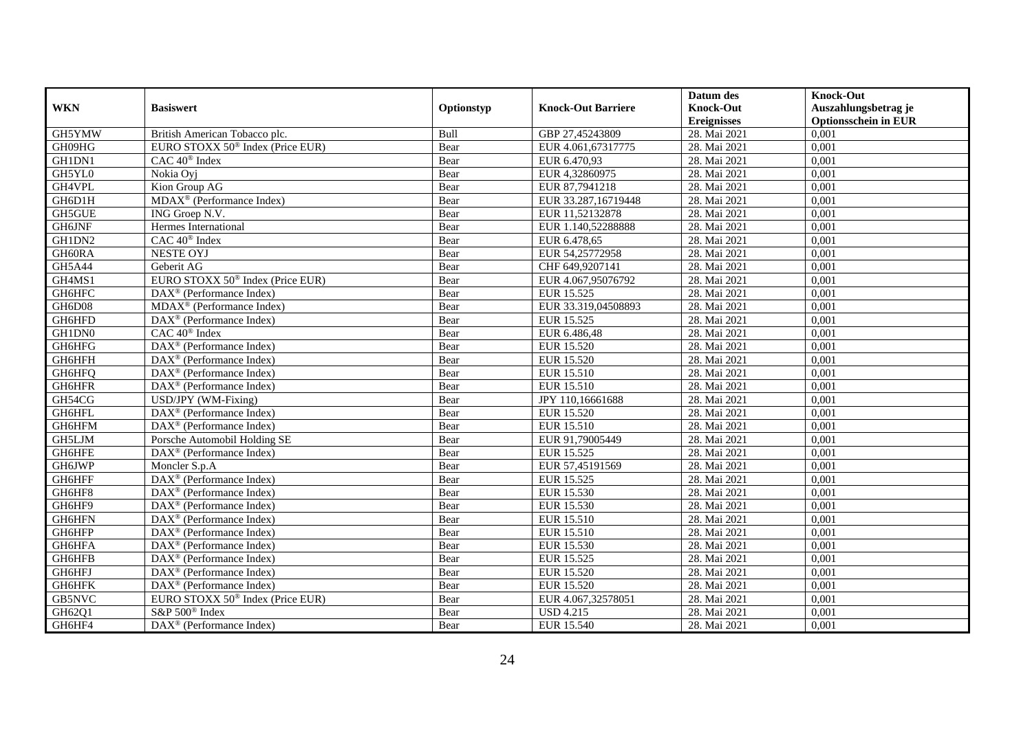| WKN | Basiswert | Optionstyp | Knock-Out Barriere | Datum des Knock-Out Ereignisses | Knock-Out Auszahlungsbetrag je Optionsschein in EUR |
|---|---|---|---|---|---|
| GH5YMW | British American Tobacco plc. | Bull | GBP 27,45243809 | 28. Mai 2021 | 0,001 |
| GH09HG | EURO STOXX 50® Index (Price EUR) | Bear | EUR 4.061,67317775 | 28. Mai 2021 | 0,001 |
| GH1DN1 | CAC 40® Index | Bear | EUR 6.470,93 | 28. Mai 2021 | 0,001 |
| GH5YL0 | Nokia Oyj | Bear | EUR 4,32860975 | 28. Mai 2021 | 0,001 |
| GH4VPL | Kion Group AG | Bear | EUR 87,7941218 | 28. Mai 2021 | 0,001 |
| GH6D1H | MDAX® (Performance Index) | Bear | EUR 33.287,16719448 | 28. Mai 2021 | 0,001 |
| GH5GUE | ING Groep N.V. | Bear | EUR 11,52132878 | 28. Mai 2021 | 0,001 |
| GH6JNF | Hermes International | Bear | EUR 1.140,52288888 | 28. Mai 2021 | 0,001 |
| GH1DN2 | CAC 40® Index | Bear | EUR 6.478,65 | 28. Mai 2021 | 0,001 |
| GH60RA | NESTE OYJ | Bear | EUR 54,25772958 | 28. Mai 2021 | 0,001 |
| GH5A44 | Geberit AG | Bear | CHF 649,9207141 | 28. Mai 2021 | 0,001 |
| GH4MS1 | EURO STOXX 50® Index (Price EUR) | Bear | EUR 4.067,95076792 | 28. Mai 2021 | 0,001 |
| GH6HFC | DAX® (Performance Index) | Bear | EUR 15.525 | 28. Mai 2021 | 0,001 |
| GH6D08 | MDAX® (Performance Index) | Bear | EUR 33.319,04508893 | 28. Mai 2021 | 0,001 |
| GH6HFD | DAX® (Performance Index) | Bear | EUR 15.525 | 28. Mai 2021 | 0,001 |
| GH1DN0 | CAC 40® Index | Bear | EUR 6.486,48 | 28. Mai 2021 | 0,001 |
| GH6HFG | DAX® (Performance Index) | Bear | EUR 15.520 | 28. Mai 2021 | 0,001 |
| GH6HFH | DAX® (Performance Index) | Bear | EUR 15.520 | 28. Mai 2021 | 0,001 |
| GH6HFQ | DAX® (Performance Index) | Bear | EUR 15.510 | 28. Mai 2021 | 0,001 |
| GH6HFR | DAX® (Performance Index) | Bear | EUR 15.510 | 28. Mai 2021 | 0,001 |
| GH54CG | USD/JPY (WM-Fixing) | Bear | JPY 110,16661688 | 28. Mai 2021 | 0,001 |
| GH6HFL | DAX® (Performance Index) | Bear | EUR 15.520 | 28. Mai 2021 | 0,001 |
| GH6HFM | DAX® (Performance Index) | Bear | EUR 15.510 | 28. Mai 2021 | 0,001 |
| GH5LJM | Porsche Automobil Holding SE | Bear | EUR 91,79005449 | 28. Mai 2021 | 0,001 |
| GH6HFE | DAX® (Performance Index) | Bear | EUR 15.525 | 28. Mai 2021 | 0,001 |
| GH6JWP | Moncler S.p.A | Bear | EUR 57,45191569 | 28. Mai 2021 | 0,001 |
| GH6HFF | DAX® (Performance Index) | Bear | EUR 15.525 | 28. Mai 2021 | 0,001 |
| GH6HF8 | DAX® (Performance Index) | Bear | EUR 15.530 | 28. Mai 2021 | 0,001 |
| GH6HF9 | DAX® (Performance Index) | Bear | EUR 15.530 | 28. Mai 2021 | 0,001 |
| GH6HFN | DAX® (Performance Index) | Bear | EUR 15.510 | 28. Mai 2021 | 0,001 |
| GH6HFP | DAX® (Performance Index) | Bear | EUR 15.510 | 28. Mai 2021 | 0,001 |
| GH6HFA | DAX® (Performance Index) | Bear | EUR 15.530 | 28. Mai 2021 | 0,001 |
| GH6HFB | DAX® (Performance Index) | Bear | EUR 15.525 | 28. Mai 2021 | 0,001 |
| GH6HFJ | DAX® (Performance Index) | Bear | EUR 15.520 | 28. Mai 2021 | 0,001 |
| GH6HFK | DAX® (Performance Index) | Bear | EUR 15.520 | 28. Mai 2021 | 0,001 |
| GB5NVC | EURO STOXX 50® Index (Price EUR) | Bear | EUR 4.067,32578051 | 28. Mai 2021 | 0,001 |
| GH62Q1 | S&P 500® Index | Bear | USD 4.215 | 28. Mai 2021 | 0,001 |
| GH6HF4 | DAX® (Performance Index) | Bear | EUR 15.540 | 28. Mai 2021 | 0,001 |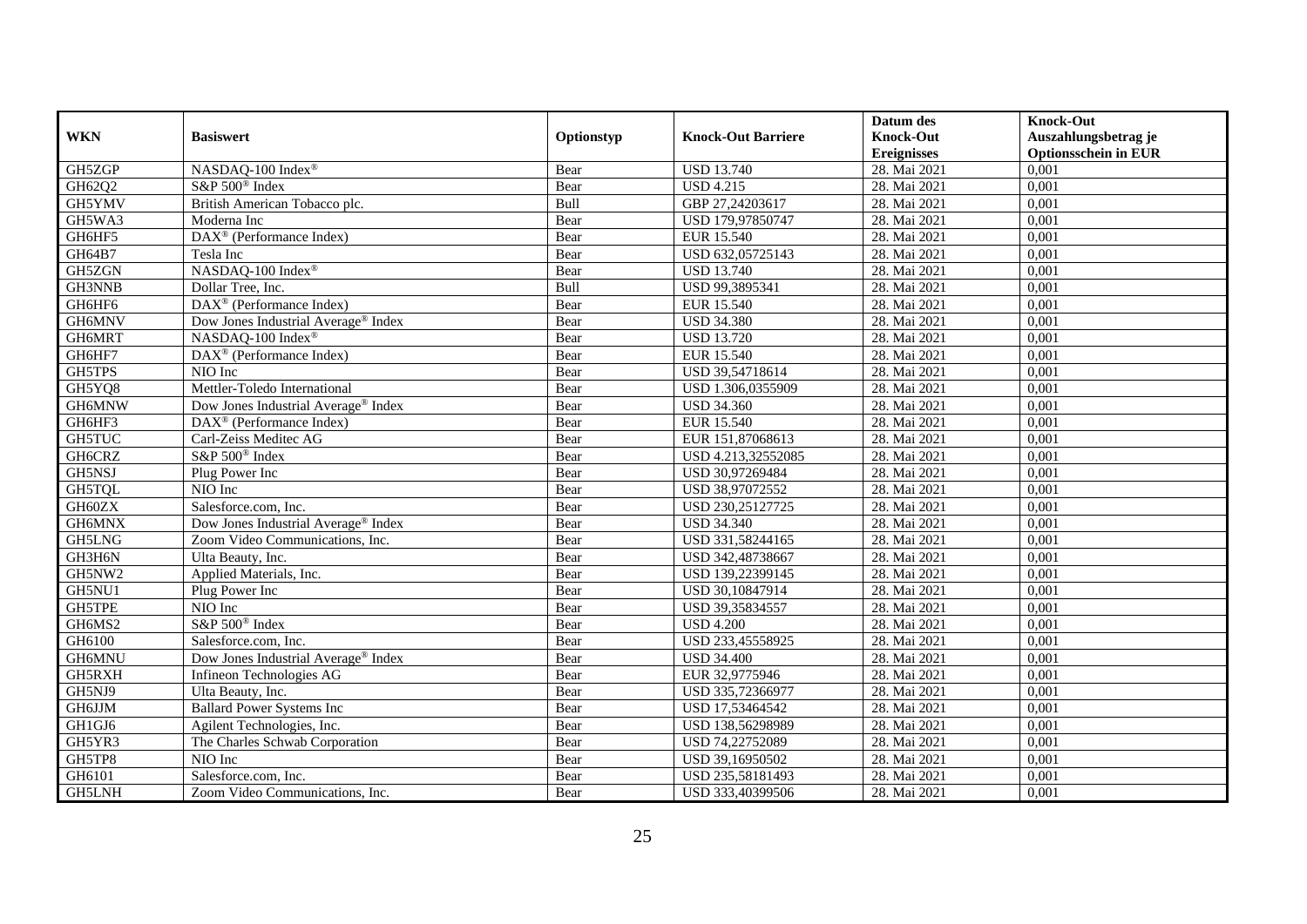| WKN | Basiswert | Optionstyp | Knock-Out Barriere | Datum des Knock-Out Ereignisses | Knock-Out Auszahlungsbetrag je Optionsschein in EUR |
|---|---|---|---|---|---|
| GH5ZGP | NASDAQ-100 Index® | Bear | USD 13.740 | 28. Mai 2021 | 0,001 |
| GH62Q2 | S&P 500® Index | Bear | USD 4.215 | 28. Mai 2021 | 0,001 |
| GH5YMV | British American Tobacco plc. | Bull | GBP 27,24203617 | 28. Mai 2021 | 0,001 |
| GH5WA3 | Moderna Inc | Bear | USD 179,97850747 | 28. Mai 2021 | 0,001 |
| GH6HF5 | DAX® (Performance Index) | Bear | EUR 15.540 | 28. Mai 2021 | 0,001 |
| GH64B7 | Tesla Inc | Bear | USD 632,05725143 | 28. Mai 2021 | 0,001 |
| GH5ZGN | NASDAQ-100 Index® | Bear | USD 13.740 | 28. Mai 2021 | 0,001 |
| GH3NNB | Dollar Tree, Inc. | Bull | USD 99,3895341 | 28. Mai 2021 | 0,001 |
| GH6HF6 | DAX® (Performance Index) | Bear | EUR 15.540 | 28. Mai 2021 | 0,001 |
| GH6MNV | Dow Jones Industrial Average® Index | Bear | USD 34.380 | 28. Mai 2021 | 0,001 |
| GH6MRT | NASDAQ-100 Index® | Bear | USD 13.720 | 28. Mai 2021 | 0,001 |
| GH6HF7 | DAX® (Performance Index) | Bear | EUR 15.540 | 28. Mai 2021 | 0,001 |
| GH5TPS | NIO Inc | Bear | USD 39,54718614 | 28. Mai 2021 | 0,001 |
| GH5YQ8 | Mettler-Toledo International | Bear | USD 1.306,0355909 | 28. Mai 2021 | 0,001 |
| GH6MNW | Dow Jones Industrial Average® Index | Bear | USD 34.360 | 28. Mai 2021 | 0,001 |
| GH6HF3 | DAX® (Performance Index) | Bear | EUR 15.540 | 28. Mai 2021 | 0,001 |
| GH5TUC | Carl-Zeiss Meditec AG | Bear | EUR 151,87068613 | 28. Mai 2021 | 0,001 |
| GH6CRZ | S&P 500® Index | Bear | USD 4.213,32552085 | 28. Mai 2021 | 0,001 |
| GH5NSJ | Plug Power Inc | Bear | USD 30,97269484 | 28. Mai 2021 | 0,001 |
| GH5TQL | NIO Inc | Bear | USD 38,97072552 | 28. Mai 2021 | 0,001 |
| GH60ZX | Salesforce.com, Inc. | Bear | USD 230,25127725 | 28. Mai 2021 | 0,001 |
| GH6MNX | Dow Jones Industrial Average® Index | Bear | USD 34.340 | 28. Mai 2021 | 0,001 |
| GH5LNG | Zoom Video Communications, Inc. | Bear | USD 331,58244165 | 28. Mai 2021 | 0,001 |
| GH3H6N | Ulta Beauty, Inc. | Bear | USD 342,48738667 | 28. Mai 2021 | 0,001 |
| GH5NW2 | Applied Materials, Inc. | Bear | USD 139,22399145 | 28. Mai 2021 | 0,001 |
| GH5NU1 | Plug Power Inc | Bear | USD 30,10847914 | 28. Mai 2021 | 0,001 |
| GH5TPE | NIO Inc | Bear | USD 39,35834557 | 28. Mai 2021 | 0,001 |
| GH6MS2 | S&P 500® Index | Bear | USD 4.200 | 28. Mai 2021 | 0,001 |
| GH6100 | Salesforce.com, Inc. | Bear | USD 233,45558925 | 28. Mai 2021 | 0,001 |
| GH6MNU | Dow Jones Industrial Average® Index | Bear | USD 34.400 | 28. Mai 2021 | 0,001 |
| GH5RXH | Infineon Technologies AG | Bear | EUR 32,9775946 | 28. Mai 2021 | 0,001 |
| GH5NJ9 | Ulta Beauty, Inc. | Bear | USD 335,72366977 | 28. Mai 2021 | 0,001 |
| GH6JJM | Ballard Power Systems Inc | Bear | USD 17,53464542 | 28. Mai 2021 | 0,001 |
| GH1GJ6 | Agilent Technologies, Inc. | Bear | USD 138,56298989 | 28. Mai 2021 | 0,001 |
| GH5YR3 | The Charles Schwab Corporation | Bear | USD 74,22752089 | 28. Mai 2021 | 0,001 |
| GH5TP8 | NIO Inc | Bear | USD 39,16950502 | 28. Mai 2021 | 0,001 |
| GH6101 | Salesforce.com, Inc. | Bear | USD 235,58181493 | 28. Mai 2021 | 0,001 |
| GH5LNH | Zoom Video Communications, Inc. | Bear | USD 333,40399506 | 28. Mai 2021 | 0,001 |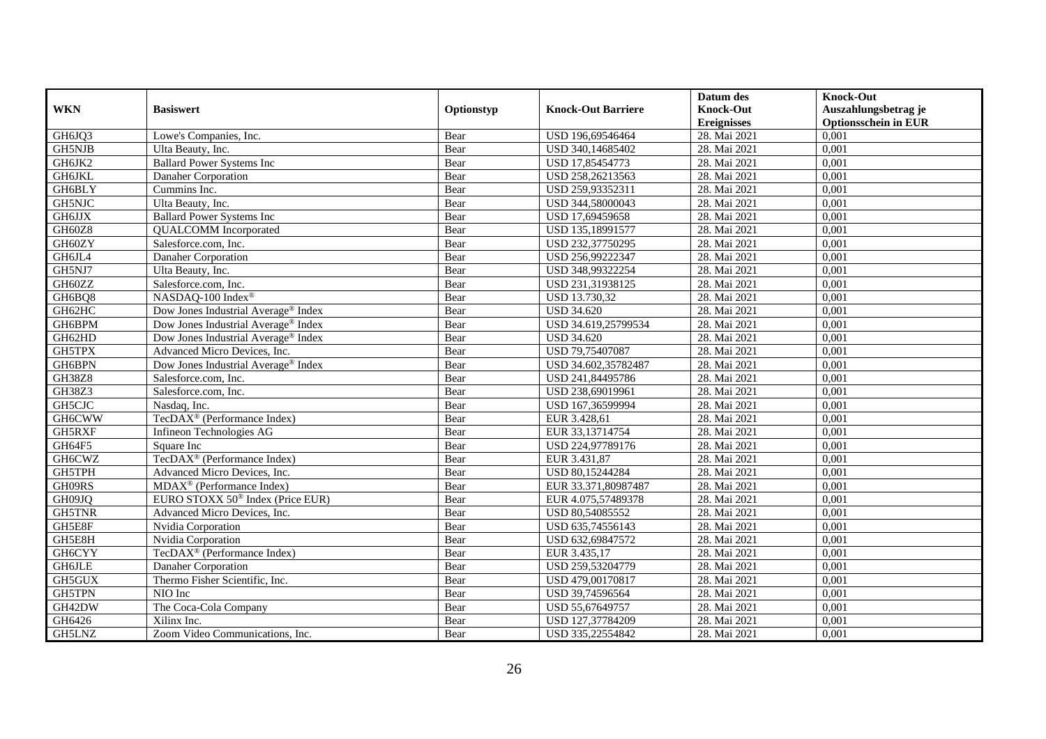| WKN | Basiswert | Optionstyp | Knock-Out Barriere | Datum des Knock-Out Ereignisses | Knock-Out Auszahlungsbetrag je Optionsschein in EUR |
|---|---|---|---|---|---|
| GH6JQ3 | Lowe's Companies, Inc. | Bear | USD 196,69546464 | 28. Mai 2021 | 0,001 |
| GH5NJB | Ulta Beauty, Inc. | Bear | USD 340,14685402 | 28. Mai 2021 | 0,001 |
| GH6JK2 | Ballard Power Systems Inc | Bear | USD 17,85454773 | 28. Mai 2021 | 0,001 |
| GH6JKL | Danaher Corporation | Bear | USD 258,26213563 | 28. Mai 2021 | 0,001 |
| GH6BLY | Cummins Inc. | Bear | USD 259,93352311 | 28. Mai 2021 | 0,001 |
| GH5NJC | Ulta Beauty, Inc. | Bear | USD 344,58000043 | 28. Mai 2021 | 0,001 |
| GH6JJX | Ballard Power Systems Inc | Bear | USD 17,69459658 | 28. Mai 2021 | 0,001 |
| GH60Z8 | QUALCOMM Incorporated | Bear | USD 135,18991577 | 28. Mai 2021 | 0,001 |
| GH60ZY | Salesforce.com, Inc. | Bear | USD 232,37750295 | 28. Mai 2021 | 0,001 |
| GH6JL4 | Danaher Corporation | Bear | USD 256,99222347 | 28. Mai 2021 | 0,001 |
| GH5NJ7 | Ulta Beauty, Inc. | Bear | USD 348,99322254 | 28. Mai 2021 | 0,001 |
| GH60ZZ | Salesforce.com, Inc. | Bear | USD 231,31938125 | 28. Mai 2021 | 0,001 |
| GH6BQ8 | NASDAQ-100 Index® | Bear | USD 13.730,32 | 28. Mai 2021 | 0,001 |
| GH62HC | Dow Jones Industrial Average® Index | Bear | USD 34.620 | 28. Mai 2021 | 0,001 |
| GH6BPM | Dow Jones Industrial Average® Index | Bear | USD 34.619,25799534 | 28. Mai 2021 | 0,001 |
| GH62HD | Dow Jones Industrial Average® Index | Bear | USD 34.620 | 28. Mai 2021 | 0,001 |
| GH5TPX | Advanced Micro Devices, Inc. | Bear | USD 79,75407087 | 28. Mai 2021 | 0,001 |
| GH6BPN | Dow Jones Industrial Average® Index | Bear | USD 34.602,35782487 | 28. Mai 2021 | 0,001 |
| GH38Z8 | Salesforce.com, Inc. | Bear | USD 241,84495786 | 28. Mai 2021 | 0,001 |
| GH38Z3 | Salesforce.com, Inc. | Bear | USD 238,69019961 | 28. Mai 2021 | 0,001 |
| GH5CJC | Nasdaq, Inc. | Bear | USD 167,36599994 | 28. Mai 2021 | 0,001 |
| GH6CWW | TecDAX® (Performance Index) | Bear | EUR 3.428,61 | 28. Mai 2021 | 0,001 |
| GH5RXF | Infineon Technologies AG | Bear | EUR 33,13714754 | 28. Mai 2021 | 0,001 |
| GH64F5 | Square Inc | Bear | USD 224,97789176 | 28. Mai 2021 | 0,001 |
| GH6CWZ | TecDAX® (Performance Index) | Bear | EUR 3.431,87 | 28. Mai 2021 | 0,001 |
| GH5TPH | Advanced Micro Devices, Inc. | Bear | USD 80,15244284 | 28. Mai 2021 | 0,001 |
| GH09RS | MDAX® (Performance Index) | Bear | EUR 33.371,80987487 | 28. Mai 2021 | 0,001 |
| GH09JQ | EURO STOXX 50® Index (Price EUR) | Bear | EUR 4.075,57489378 | 28. Mai 2021 | 0,001 |
| GH5TNR | Advanced Micro Devices, Inc. | Bear | USD 80,54085552 | 28. Mai 2021 | 0,001 |
| GH5E8F | Nvidia Corporation | Bear | USD 635,74556143 | 28. Mai 2021 | 0,001 |
| GH5E8H | Nvidia Corporation | Bear | USD 632,69847572 | 28. Mai 2021 | 0,001 |
| GH6CYY | TecDAX® (Performance Index) | Bear | EUR 3.435,17 | 28. Mai 2021 | 0,001 |
| GH6JLE | Danaher Corporation | Bear | USD 259,53204779 | 28. Mai 2021 | 0,001 |
| GH5GUX | Thermo Fisher Scientific, Inc. | Bear | USD 479,00170817 | 28. Mai 2021 | 0,001 |
| GH5TPN | NIO Inc | Bear | USD 39,74596564 | 28. Mai 2021 | 0,001 |
| GH42DW | The Coca-Cola Company | Bear | USD 55,67649757 | 28. Mai 2021 | 0,001 |
| GH6426 | Xilinx Inc. | Bear | USD 127,37784209 | 28. Mai 2021 | 0,001 |
| GH5LNZ | Zoom Video Communications, Inc. | Bear | USD 335,22554842 | 28. Mai 2021 | 0,001 |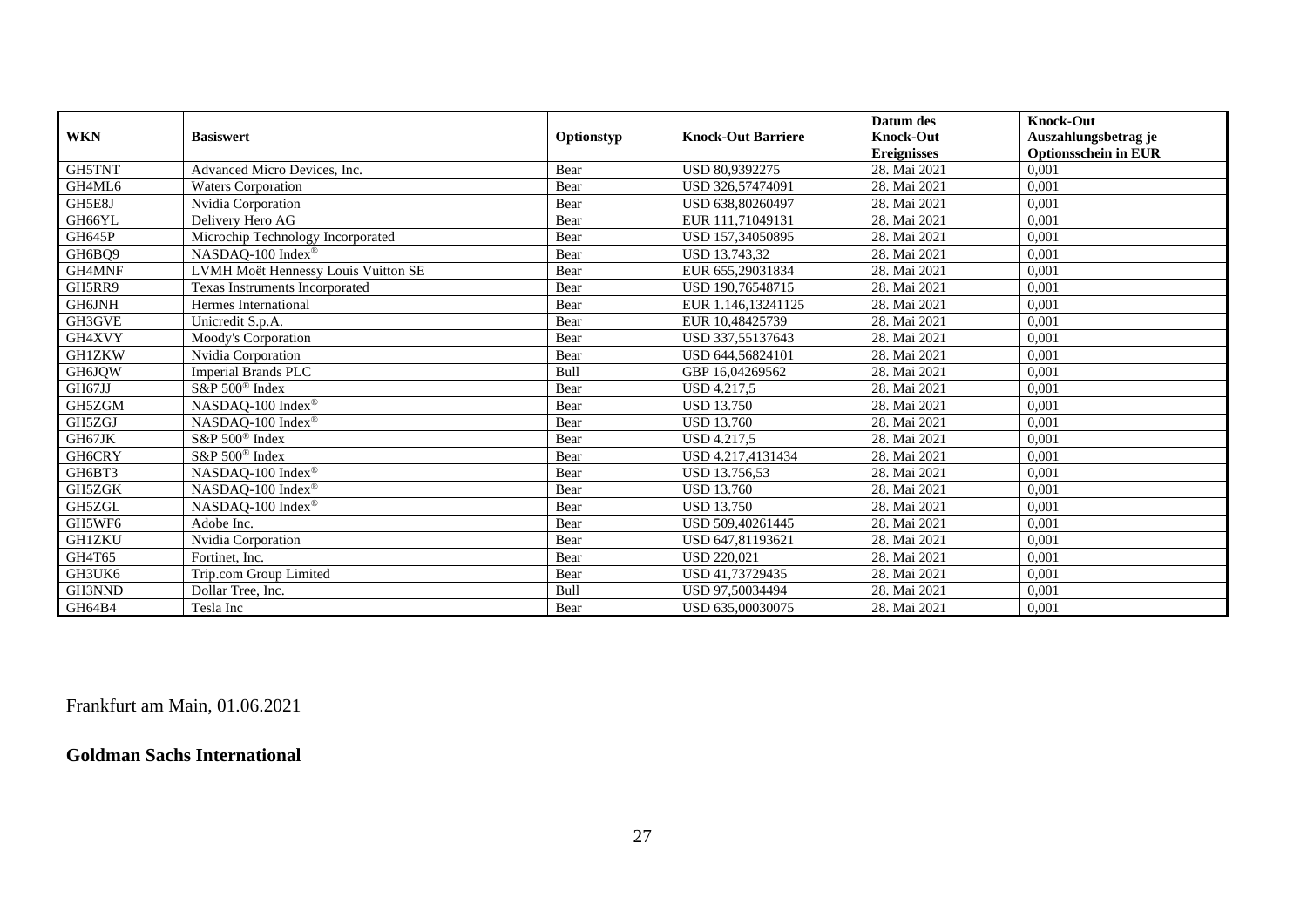| WKN | Basiswert | Optionstyp | Knock-Out Barriere | Datum des Knock-Out Ereignisses | Knock-Out Auszahlungsbetrag je Optionsschein in EUR |
|---|---|---|---|---|---|
| GH5TNT | Advanced Micro Devices, Inc. | Bear | USD 80,9392275 | 28. Mai 2021 | 0,001 |
| GH4ML6 | Waters Corporation | Bear | USD 326,57474091 | 28. Mai 2021 | 0,001 |
| GH5E8J | Nvidia Corporation | Bear | USD 638,80260497 | 28. Mai 2021 | 0,001 |
| GH66YL | Delivery Hero AG | Bear | EUR 111,71049131 | 28. Mai 2021 | 0,001 |
| GH645P | Microchip Technology Incorporated | Bear | USD 157,34050895 | 28. Mai 2021 | 0,001 |
| GH6BQ9 | NASDAQ-100 Index® | Bear | USD 13.743,32 | 28. Mai 2021 | 0,001 |
| GH4MNF | LVMH Moët Hennessy Louis Vuitton SE | Bear | EUR 655,29031834 | 28. Mai 2021 | 0,001 |
| GH5RR9 | Texas Instruments Incorporated | Bear | USD 190,76548715 | 28. Mai 2021 | 0,001 |
| GH6JNH | Hermes International | Bear | EUR 1.146,13241125 | 28. Mai 2021 | 0,001 |
| GH3GVE | Unicredit S.p.A. | Bear | EUR 10,48425739 | 28. Mai 2021 | 0,001 |
| GH4XVY | Moody's Corporation | Bear | USD 337,55137643 | 28. Mai 2021 | 0,001 |
| GH1ZKW | Nvidia Corporation | Bear | USD 644,56824101 | 28. Mai 2021 | 0,001 |
| GH6JQW | Imperial Brands PLC | Bull | GBP 16,04269562 | 28. Mai 2021 | 0,001 |
| GH67JJ | S&P 500® Index | Bear | USD 4.217,5 | 28. Mai 2021 | 0,001 |
| GH5ZGM | NASDAQ-100 Index® | Bear | USD 13.750 | 28. Mai 2021 | 0,001 |
| GH5ZGJ | NASDAQ-100 Index® | Bear | USD 13.760 | 28. Mai 2021 | 0,001 |
| GH67JK | S&P 500® Index | Bear | USD 4.217,5 | 28. Mai 2021 | 0,001 |
| GH6CRY | S&P 500® Index | Bear | USD 4.217,4131434 | 28. Mai 2021 | 0,001 |
| GH6BT3 | NASDAQ-100 Index® | Bear | USD 13.756,53 | 28. Mai 2021 | 0,001 |
| GH5ZGK | NASDAQ-100 Index® | Bear | USD 13.760 | 28. Mai 2021 | 0,001 |
| GH5ZGL | NASDAQ-100 Index® | Bear | USD 13.750 | 28. Mai 2021 | 0,001 |
| GH5WF6 | Adobe Inc. | Bear | USD 509,40261445 | 28. Mai 2021 | 0,001 |
| GH1ZKU | Nvidia Corporation | Bear | USD 647,81193621 | 28. Mai 2021 | 0,001 |
| GH4T65 | Fortinet, Inc. | Bear | USD 220,021 | 28. Mai 2021 | 0,001 |
| GH3UK6 | Trip.com Group Limited | Bear | USD 41,73729435 | 28. Mai 2021 | 0,001 |
| GH3NND | Dollar Tree, Inc. | Bull | USD 97,50034494 | 28. Mai 2021 | 0,001 |
| GH64B4 | Tesla Inc | Bear | USD 635,00030075 | 28. Mai 2021 | 0,001 |

Frankfurt am Main, 01.06.2021

**Goldman Sachs International**